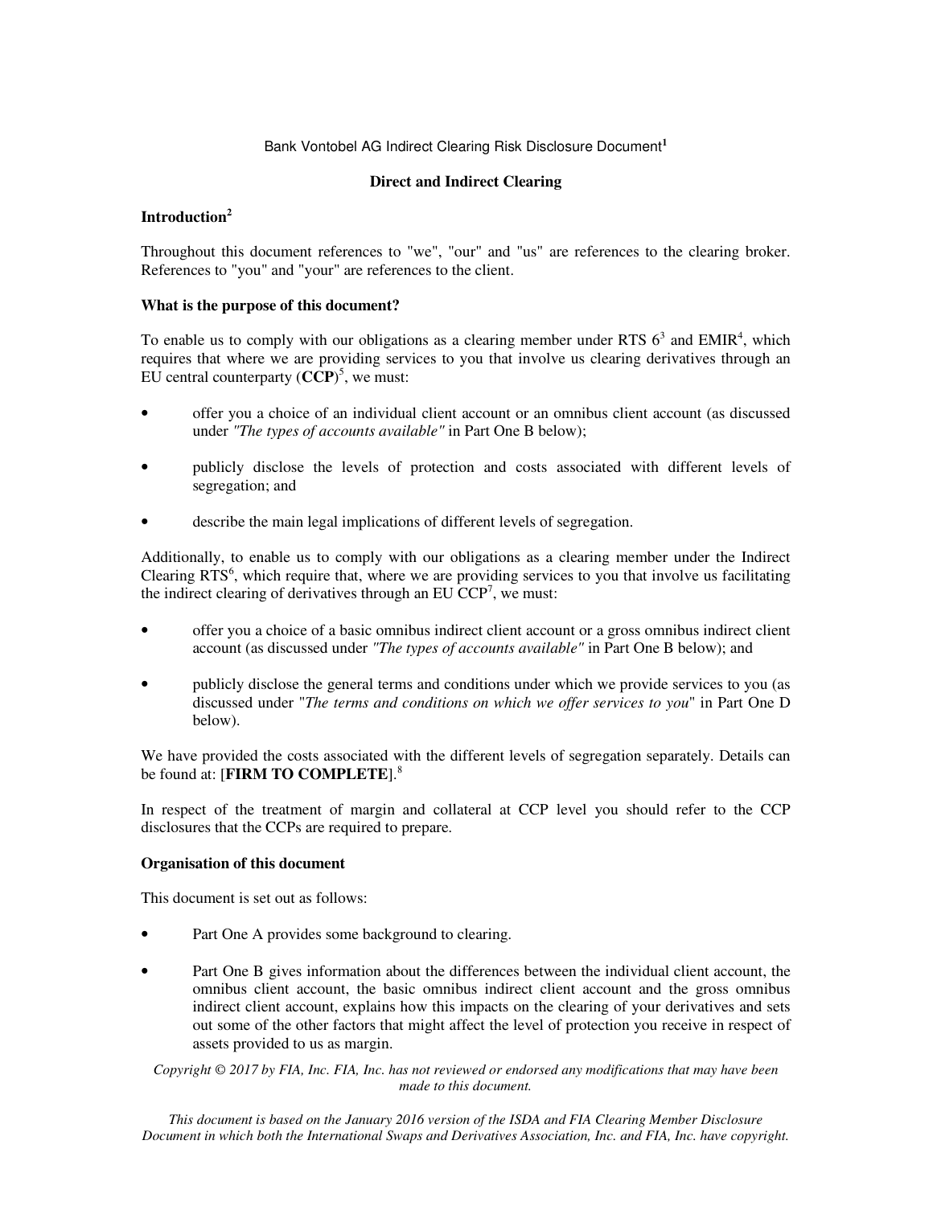Bank Vontobel AG Indirect Clearing Risk Disclosure Document[1]

# Direct and Indirect Clearing

## Introduction[2]

Throughout this document references to "we", "our" and "us" are references to the clearing broker. References to "you" and "your" are references to the client.

### What is the purpose of this document?

To enable us to comply with our obligations as a clearing member under RTS 6[3] and EMIR[4], which requires that where we are providing services to you that involve us clearing derivatives through an EU central counterparty (**CCP**)[5], we must:

- offer you a choice of an individual client account or an omnibus client account (as discussed under *"The types of accounts available"* in Part One B below);
- publicly disclose the levels of protection and costs associated with different levels of segregation; and
- describe the main legal implications of different levels of segregation.

Additionally, to enable us to comply with our obligations as a clearing member under the Indirect Clearing RTS[6], which require that, where we are providing services to you that involve us facilitating the indirect clearing of derivatives through an EU CCP[7], we must:

- offer you a choice of a basic omnibus indirect client account or a gross omnibus indirect client account (as discussed under *"The types of accounts available"* in Part One B below); and
- publicly disclose the general terms and conditions under which we provide services to you (as discussed under "*The terms and conditions on which we offer services to you*" in Part One D below).

We have provided the costs associated with the different levels of segregation separately. Details can be found at: [**FIRM TO COMPLETE**].[8]

In respect of the treatment of margin and collateral at CCP level you should refer to the CCP disclosures that the CCPs are required to prepare.

### Organisation of this document

This document is set out as follows:

- Part One A provides some background to clearing.
- Part One B gives information about the differences between the individual client account, the omnibus client account, the basic omnibus indirect client account and the gross omnibus indirect client account, explains how this impacts on the clearing of your derivatives and sets out some of the other factors that might affect the level of protection you receive in respect of assets provided to us as margin.

*Copyright © 2017 by FIA, Inc. FIA, Inc. has not reviewed or endorsed any modifications that may have been made to this document.*

*This document is based on the January 2016 version of the ISDA and FIA Clearing Member Disclosure Document in which both the International Swaps and Derivatives Association, Inc. and FIA, Inc. have copyright.*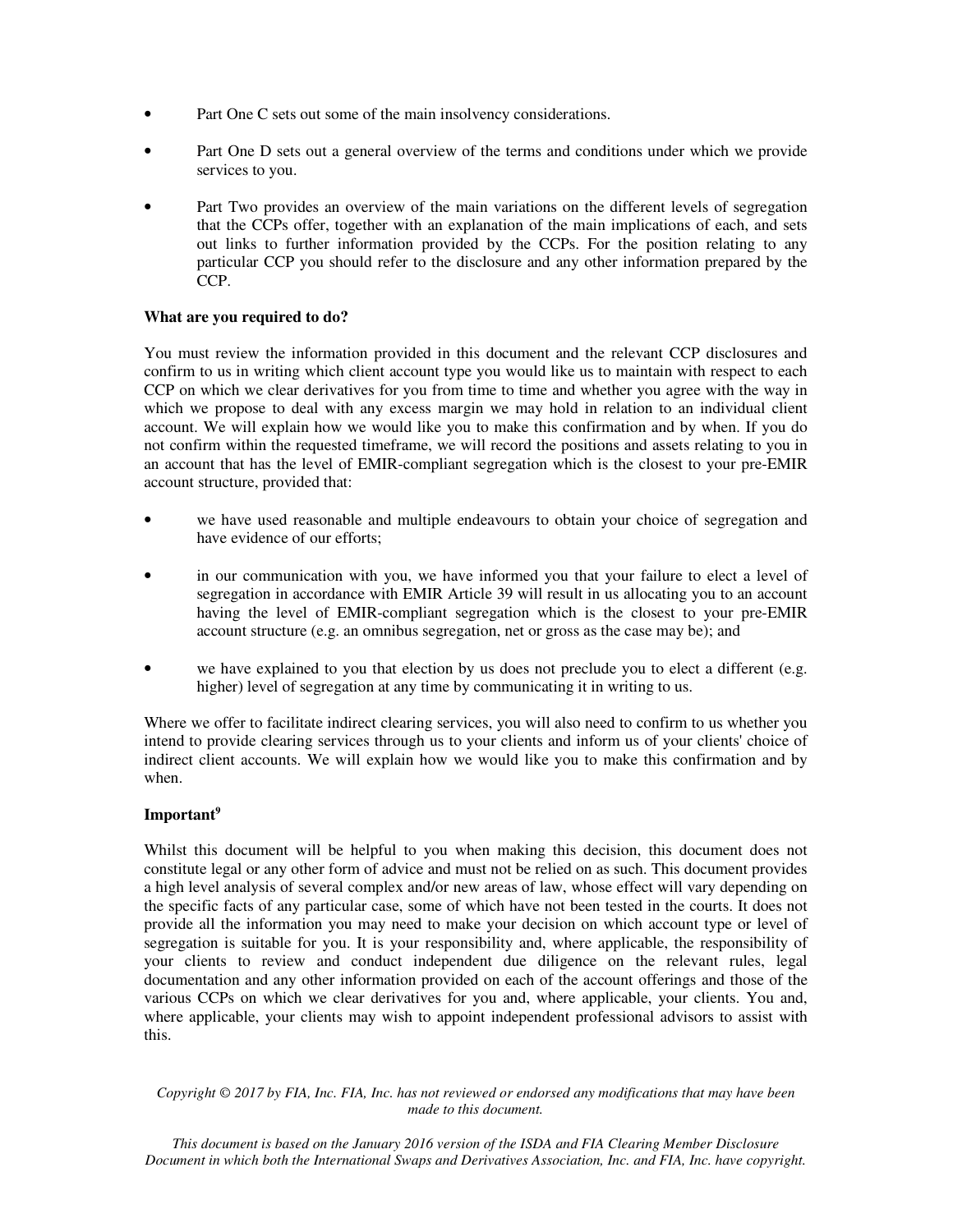- Part One C sets out some of the main insolvency considerations.

- Part One D sets out a general overview of the terms and conditions under which we provide services to you.

- Part Two provides an overview of the main variations on the different levels of segregation that the CCPs offer, together with an explanation of the main implications of each, and sets out links to further information provided by the CCPs. For the position relating to any particular CCP you should refer to the disclosure and any other information prepared by the CCP.

**What are you required to do?**

You must review the information provided in this document and the relevant CCP disclosures and confirm to us in writing which client account type you would like us to maintain with respect to each CCP on which we clear derivatives for you from time to time and whether you agree with the way in which we propose to deal with any excess margin we may hold in relation to an individual client account. We will explain how we would like you to make this confirmation and by when. If you do not confirm within the requested timeframe, we will record the positions and assets relating to you in an account that has the level of EMIR-compliant segregation which is the closest to your pre-EMIR account structure, provided that:

- we have used reasonable and multiple endeavours to obtain your choice of segregation and have evidence of our efforts;

- in our communication with you, we have informed you that your failure to elect a level of segregation in accordance with EMIR Article 39 will result in us allocating you to an account having the level of EMIR-compliant segregation which is the closest to your pre-EMIR account structure (e.g. an omnibus segregation, net or gross as the case may be); and

- we have explained to you that election by us does not preclude you to elect a different (e.g. higher) level of segregation at any time by communicating it in writing to us.

Where we offer to facilitate indirect clearing services, you will also need to confirm to us whether you intend to provide clearing services through us to your clients and inform us of your clients' choice of indirect client accounts. We will explain how we would like you to make this confirmation and by when.

**Important**[9]

Whilst this document will be helpful to you when making this decision, this document does not constitute legal or any other form of advice and must not be relied on as such. This document provides a high level analysis of several complex and/or new areas of law, whose effect will vary depending on the specific facts of any particular case, some of which have not been tested in the courts. It does not provide all the information you may need to make your decision on which account type or level of segregation is suitable for you. It is your responsibility and, where applicable, the responsibility of your clients to review and conduct independent due diligence on the relevant rules, legal documentation and any other information provided on each of the account offerings and those of the various CCPs on which we clear derivatives for you and, where applicable, your clients. You and, where applicable, your clients may wish to appoint independent professional advisors to assist with this.

*Copyright © 2017 by FIA, Inc. FIA, Inc. has not reviewed or endorsed any modifications that may have been made to this document.*

*This document is based on the January 2016 version of the ISDA and FIA Clearing Member Disclosure Document in which both the International Swaps and Derivatives Association, Inc. and FIA, Inc. have copyright.*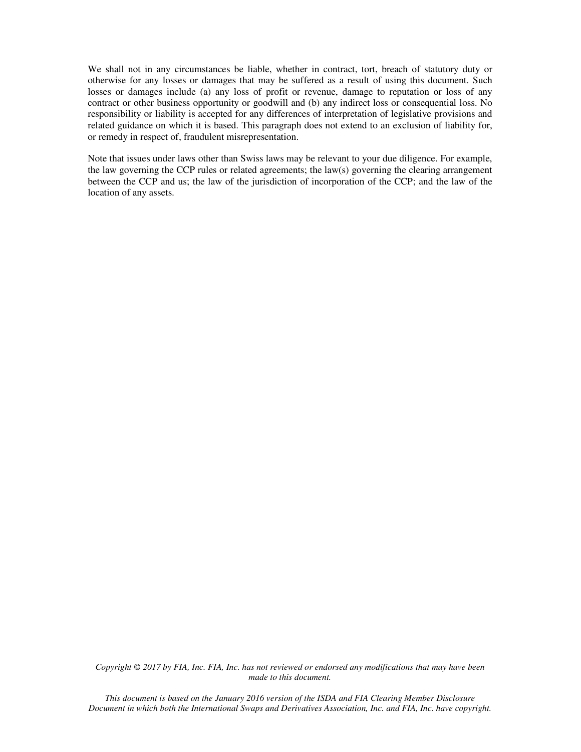We shall not in any circumstances be liable, whether in contract, tort, breach of statutory duty or otherwise for any losses or damages that may be suffered as a result of using this document. Such losses or damages include (a) any loss of profit or revenue, damage to reputation or loss of any contract or other business opportunity or goodwill and (b) any indirect loss or consequential loss. No responsibility or liability is accepted for any differences of interpretation of legislative provisions and related guidance on which it is based. This paragraph does not extend to an exclusion of liability for, or remedy in respect of, fraudulent misrepresentation.

Note that issues under laws other than Swiss laws may be relevant to your due diligence. For example, the law governing the CCP rules or related agreements; the law(s) governing the clearing arrangement between the CCP and us; the law of the jurisdiction of incorporation of the CCP; and the law of the location of any assets.

*Copyright © 2017 by FIA, Inc. FIA, Inc. has not reviewed or endorsed any modifications that may have been made to this document.*

*This document is based on the January 2016 version of the ISDA and FIA Clearing Member Disclosure Document in which both the International Swaps and Derivatives Association, Inc. and FIA, Inc. have copyright.*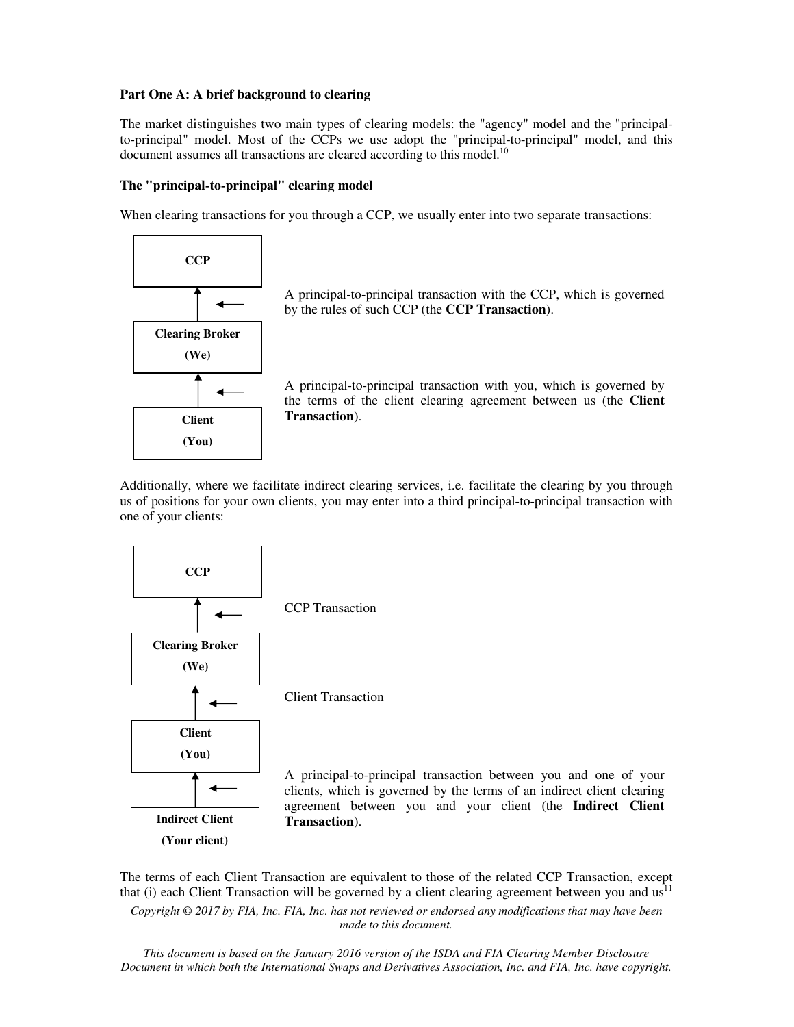**Part One A: A brief background to clearing**

The market distinguishes two main types of clearing models: the "agency" model and the "principal-to-principal" model. Most of the CCPs we use adopt the "principal-to-principal" model, and this document assumes all transactions are cleared according to this model.[10]

**The "principal-to-principal" clearing model**

When clearing transactions for you through a CCP, we usually enter into two separate transactions:

**CCP**

↑ ← A principal-to-principal transaction with the CCP, which is governed by the rules of such CCP (the **CCP Transaction**).

**Clearing Broker (We)**

↑ ← A principal-to-principal transaction with you, which is governed by the terms of the client clearing agreement between us (the **Client Transaction**).

**Client (You)**

Additionally, where we facilitate indirect clearing services, i.e. facilitate the clearing by you through us of positions for your own clients, you may enter into a third principal-to-principal transaction with one of your clients:

**CCP**

↑ ← CCP Transaction

**Clearing Broker (We)**

↑ ← Client Transaction

**Client (You)**

↑ ← A principal-to-principal transaction between you and one of your clients, which is governed by the terms of an indirect client clearing agreement between you and your client (the **Indirect Client Transaction**).

**Indirect Client (Your client)**

The terms of each Client Transaction are equivalent to those of the related CCP Transaction, except that (i) each Client Transaction will be governed by a client clearing agreement between you and us[11]

*Copyright © 2017 by FIA, Inc. FIA, Inc. has not reviewed or endorsed any modifications that may have been made to this document.*

*This document is based on the January 2016 version of the ISDA and FIA Clearing Member Disclosure Document in which both the International Swaps and Derivatives Association, Inc. and FIA, Inc. have copyright.*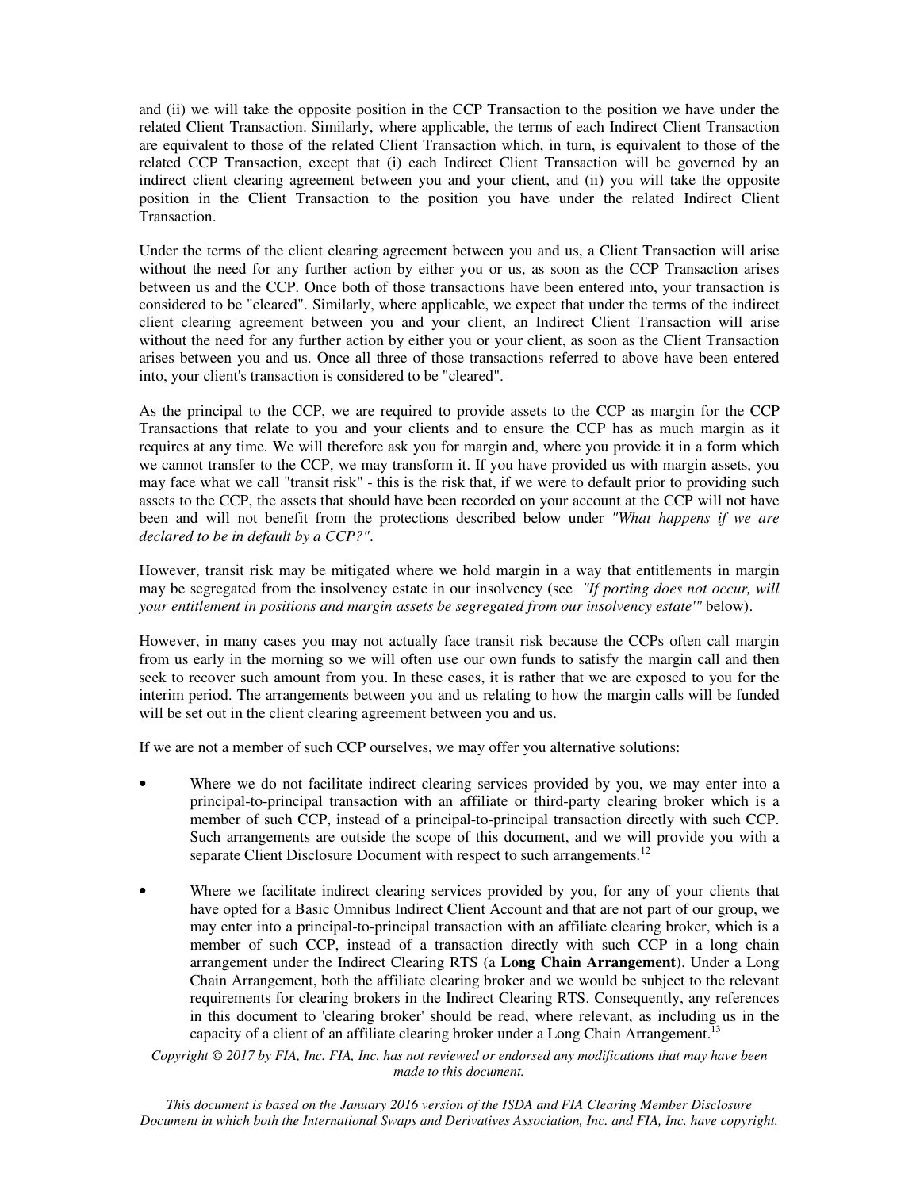and (ii) we will take the opposite position in the CCP Transaction to the position we have under the related Client Transaction. Similarly, where applicable, the terms of each Indirect Client Transaction are equivalent to those of the related Client Transaction which, in turn, is equivalent to those of the related CCP Transaction, except that (i) each Indirect Client Transaction will be governed by an indirect client clearing agreement between you and your client, and (ii) you will take the opposite position in the Client Transaction to the position you have under the related Indirect Client Transaction.

Under the terms of the client clearing agreement between you and us, a Client Transaction will arise without the need for any further action by either you or us, as soon as the CCP Transaction arises between us and the CCP. Once both of those transactions have been entered into, your transaction is considered to be "cleared". Similarly, where applicable, we expect that under the terms of the indirect client clearing agreement between you and your client, an Indirect Client Transaction will arise without the need for any further action by either you or your client, as soon as the Client Transaction arises between you and us. Once all three of those transactions referred to above have been entered into, your client's transaction is considered to be "cleared".

As the principal to the CCP, we are required to provide assets to the CCP as margin for the CCP Transactions that relate to you and your clients and to ensure the CCP has as much margin as it requires at any time. We will therefore ask you for margin and, where you provide it in a form which we cannot transfer to the CCP, we may transform it. If you have provided us with margin assets, you may face what we call "transit risk" - this is the risk that, if we were to default prior to providing such assets to the CCP, the assets that should have been recorded on your account at the CCP will not have been and will not benefit from the protections described below under *"What happens if we are declared to be in default by a CCP?"*.

However, transit risk may be mitigated where we hold margin in a way that entitlements in margin may be segregated from the insolvency estate in our insolvency (see *"If porting does not occur, will your entitlement in positions and margin assets be segregated from our insolvency estate'"* below).

However, in many cases you may not actually face transit risk because the CCPs often call margin from us early in the morning so we will often use our own funds to satisfy the margin call and then seek to recover such amount from you. In these cases, it is rather that we are exposed to you for the interim period. The arrangements between you and us relating to how the margin calls will be funded will be set out in the client clearing agreement between you and us.

If we are not a member of such CCP ourselves, we may offer you alternative solutions:

- Where we do not facilitate indirect clearing services provided by you, we may enter into a principal-to-principal transaction with an affiliate or third-party clearing broker which is a member of such CCP, instead of a principal-to-principal transaction directly with such CCP. Such arrangements are outside the scope of this document, and we will provide you with a separate Client Disclosure Document with respect to such arrangements.[12]

- Where we facilitate indirect clearing services provided by you, for any of your clients that have opted for a Basic Omnibus Indirect Client Account and that are not part of our group, we may enter into a principal-to-principal transaction with an affiliate clearing broker, which is a member of such CCP, instead of a transaction directly with such CCP in a long chain arrangement under the Indirect Clearing RTS (a **Long Chain Arrangement**). Under a Long Chain Arrangement, both the affiliate clearing broker and we would be subject to the relevant requirements for clearing brokers in the Indirect Clearing RTS. Consequently, any references in this document to 'clearing broker' should be read, where relevant, as including us in the capacity of a client of an affiliate clearing broker under a Long Chain Arrangement.[13]

*Copyright © 2017 by FIA, Inc. FIA, Inc. has not reviewed or endorsed any modifications that may have been made to this document.*

*This document is based on the January 2016 version of the ISDA and FIA Clearing Member Disclosure Document in which both the International Swaps and Derivatives Association, Inc. and FIA, Inc. have copyright.*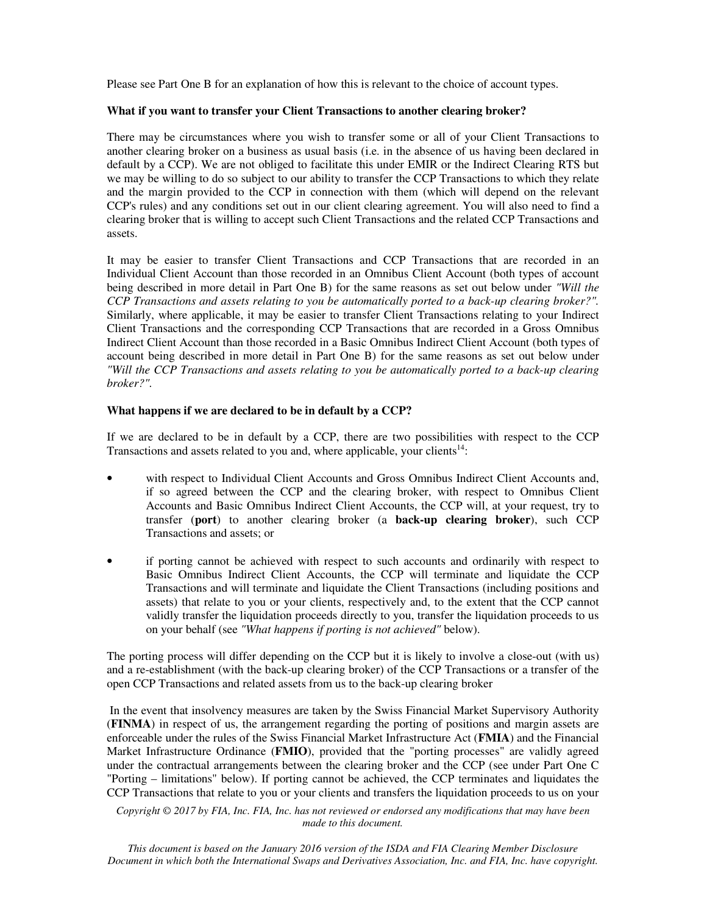Please see Part One B for an explanation of how this is relevant to the choice of account types.

**What if you want to transfer your Client Transactions to another clearing broker?**

There may be circumstances where you wish to transfer some or all of your Client Transactions to another clearing broker on a business as usual basis (i.e. in the absence of us having been declared in default by a CCP). We are not obliged to facilitate this under EMIR or the Indirect Clearing RTS but we may be willing to do so subject to our ability to transfer the CCP Transactions to which they relate and the margin provided to the CCP in connection with them (which will depend on the relevant CCP's rules) and any conditions set out in our client clearing agreement. You will also need to find a clearing broker that is willing to accept such Client Transactions and the related CCP Transactions and assets.

It may be easier to transfer Client Transactions and CCP Transactions that are recorded in an Individual Client Account than those recorded in an Omnibus Client Account (both types of account being described in more detail in Part One B) for the same reasons as set out below under *"Will the CCP Transactions and assets relating to you be automatically ported to a back-up clearing broker?"*. Similarly, where applicable, it may be easier to transfer Client Transactions relating to your Indirect Client Transactions and the corresponding CCP Transactions that are recorded in a Gross Omnibus Indirect Client Account than those recorded in a Basic Omnibus Indirect Client Account (both types of account being described in more detail in Part One B) for the same reasons as set out below under *"Will the CCP Transactions and assets relating to you be automatically ported to a back-up clearing broker?"*.

**What happens if we are declared to be in default by a CCP?**

If we are declared to be in default by a CCP, there are two possibilities with respect to the CCP Transactions and assets related to you and, where applicable, your clients[14]:

- with respect to Individual Client Accounts and Gross Omnibus Indirect Client Accounts and, if so agreed between the CCP and the clearing broker, with respect to Omnibus Client Accounts and Basic Omnibus Indirect Client Accounts, the CCP will, at your request, try to transfer (**port**) to another clearing broker (a **back-up clearing broker**), such CCP Transactions and assets; or
- if porting cannot be achieved with respect to such accounts and ordinarily with respect to Basic Omnibus Indirect Client Accounts, the CCP will terminate and liquidate the CCP Transactions and will terminate and liquidate the Client Transactions (including positions and assets) that relate to you or your clients, respectively and, to the extent that the CCP cannot validly transfer the liquidation proceeds directly to you, transfer the liquidation proceeds to us on your behalf (see *"What happens if porting is not achieved"* below).

The porting process will differ depending on the CCP but it is likely to involve a close-out (with us) and a re-establishment (with the back-up clearing broker) of the CCP Transactions or a transfer of the open CCP Transactions and related assets from us to the back-up clearing broker

In the event that insolvency measures are taken by the Swiss Financial Market Supervisory Authority (**FINMA**) in respect of us, the arrangement regarding the porting of positions and margin assets are enforceable under the rules of the Swiss Financial Market Infrastructure Act (**FMIA**) and the Financial Market Infrastructure Ordinance (**FMIO**), provided that the "porting processes" are validly agreed under the contractual arrangements between the clearing broker and the CCP (see under Part One C "Porting – limitations" below). If porting cannot be achieved, the CCP terminates and liquidates the CCP Transactions that relate to you or your clients and transfers the liquidation proceeds to us on your

*Copyright © 2017 by FIA, Inc. FIA, Inc. has not reviewed or endorsed any modifications that may have been made to this document.*

*This document is based on the January 2016 version of the ISDA and FIA Clearing Member Disclosure Document in which both the International Swaps and Derivatives Association, Inc. and FIA, Inc. have copyright.*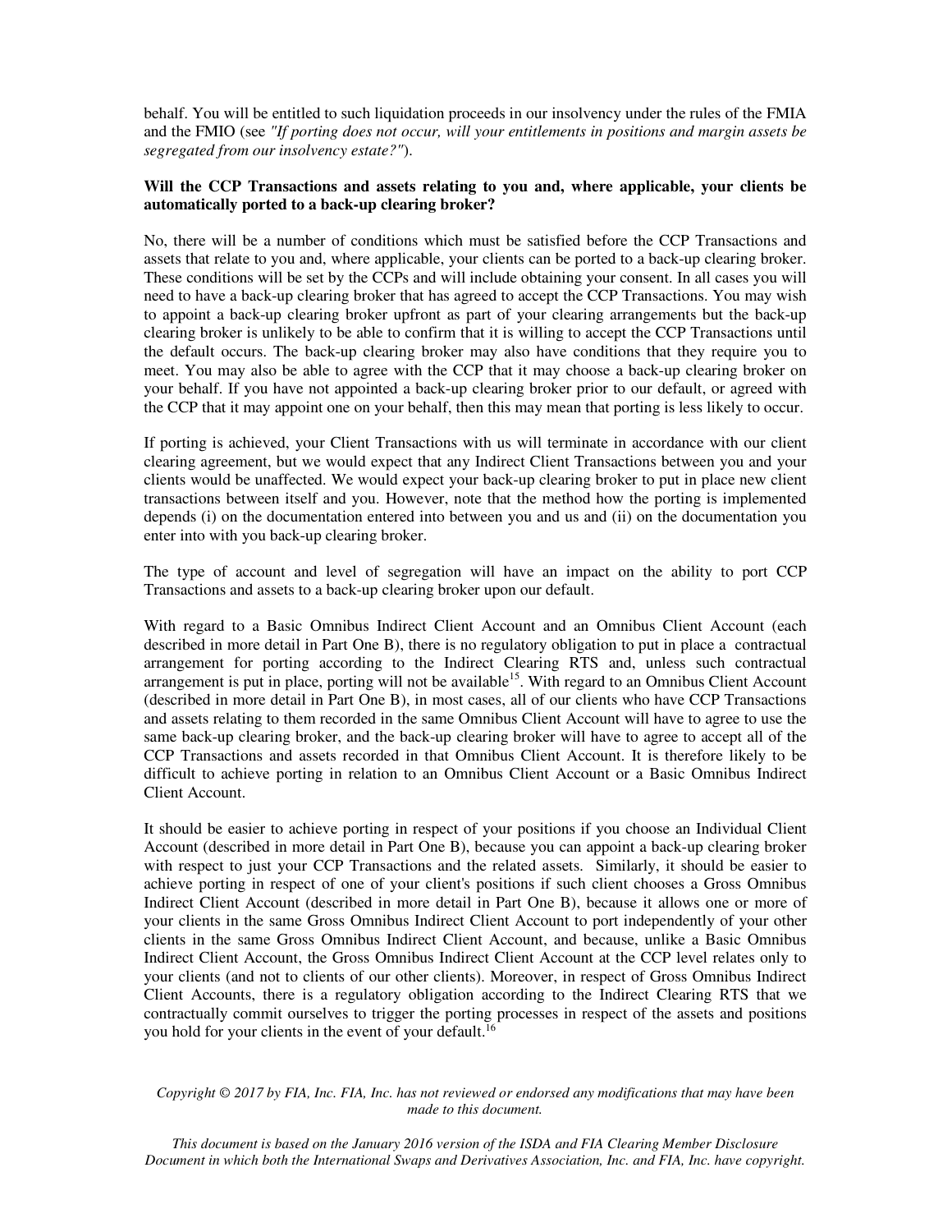behalf. You will be entitled to such liquidation proceeds in our insolvency under the rules of the FMIA and the FMIO (see *"If porting does not occur, will your entitlements in positions and margin assets be segregated from our insolvency estate?"*).

**Will the CCP Transactions and assets relating to you and, where applicable, your clients be automatically ported to a back-up clearing broker?**

No, there will be a number of conditions which must be satisfied before the CCP Transactions and assets that relate to you and, where applicable, your clients can be ported to a back-up clearing broker. These conditions will be set by the CCPs and will include obtaining your consent. In all cases you will need to have a back-up clearing broker that has agreed to accept the CCP Transactions. You may wish to appoint a back-up clearing broker upfront as part of your clearing arrangements but the back-up clearing broker is unlikely to be able to confirm that it is willing to accept the CCP Transactions until the default occurs. The back-up clearing broker may also have conditions that they require you to meet. You may also be able to agree with the CCP that it may choose a back-up clearing broker on your behalf. If you have not appointed a back-up clearing broker prior to our default, or agreed with the CCP that it may appoint one on your behalf, then this may mean that porting is less likely to occur.

If porting is achieved, your Client Transactions with us will terminate in accordance with our client clearing agreement, but we would expect that any Indirect Client Transactions between you and your clients would be unaffected. We would expect your back-up clearing broker to put in place new client transactions between itself and you. However, note that the method how the porting is implemented depends (i) on the documentation entered into between you and us and (ii) on the documentation you enter into with you back-up clearing broker.

The type of account and level of segregation will have an impact on the ability to port CCP Transactions and assets to a back-up clearing broker upon our default.

With regard to a Basic Omnibus Indirect Client Account and an Omnibus Client Account (each described in more detail in Part One B), there is no regulatory obligation to put in place a contractual arrangement for porting according to the Indirect Clearing RTS and, unless such contractual arrangement is put in place, porting will not be available[15]. With regard to an Omnibus Client Account (described in more detail in Part One B), in most cases, all of our clients who have CCP Transactions and assets relating to them recorded in the same Omnibus Client Account will have to agree to use the same back-up clearing broker, and the back-up clearing broker will have to agree to accept all of the CCP Transactions and assets recorded in that Omnibus Client Account. It is therefore likely to be difficult to achieve porting in relation to an Omnibus Client Account or a Basic Omnibus Indirect Client Account.

It should be easier to achieve porting in respect of your positions if you choose an Individual Client Account (described in more detail in Part One B), because you can appoint a back-up clearing broker with respect to just your CCP Transactions and the related assets. Similarly, it should be easier to achieve porting in respect of one of your client's positions if such client chooses a Gross Omnibus Indirect Client Account (described in more detail in Part One B), because it allows one or more of your clients in the same Gross Omnibus Indirect Client Account to port independently of your other clients in the same Gross Omnibus Indirect Client Account, and because, unlike a Basic Omnibus Indirect Client Account, the Gross Omnibus Indirect Client Account at the CCP level relates only to your clients (and not to clients of our other clients). Moreover, in respect of Gross Omnibus Indirect Client Accounts, there is a regulatory obligation according to the Indirect Clearing RTS that we contractually commit ourselves to trigger the porting processes in respect of the assets and positions you hold for your clients in the event of your default.[16]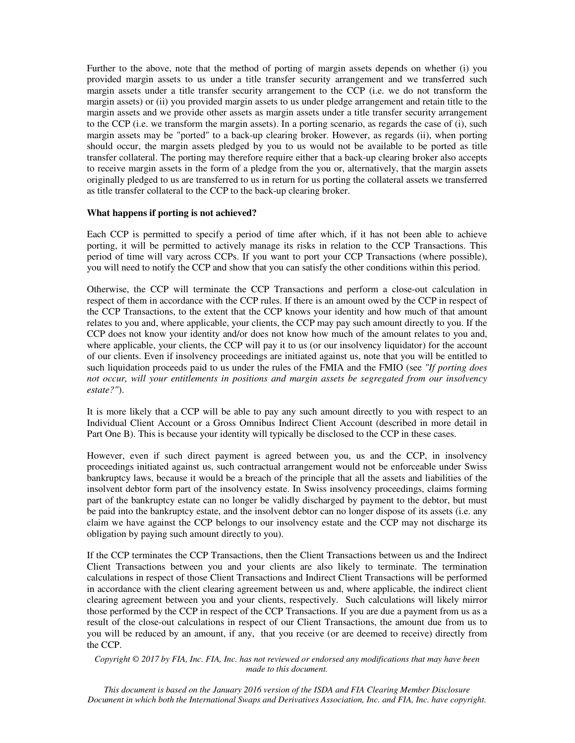Further to the above, note that the method of porting of margin assets depends on whether (i) you provided margin assets to us under a title transfer security arrangement and we transferred such margin assets under a title transfer security arrangement to the CCP (i.e. we do not transform the margin assets) or (ii) you provided margin assets to us under pledge arrangement and retain title to the margin assets and we provide other assets as margin assets under a title transfer security arrangement to the CCP (i.e. we transform the margin assets). In a porting scenario, as regards the case of (i), such margin assets may be "ported" to a back-up clearing broker. However, as regards (ii), when porting should occur, the margin assets pledged by you to us would not be available to be ported as title transfer collateral. The porting may therefore require either that a back-up clearing broker also accepts to receive margin assets in the form of a pledge from the you or, alternatively, that the margin assets originally pledged to us are transferred to us in return for us porting the collateral assets we transferred as title transfer collateral to the CCP to the back-up clearing broker.

**What happens if porting is not achieved?**

Each CCP is permitted to specify a period of time after which, if it has not been able to achieve porting, it will be permitted to actively manage its risks in relation to the CCP Transactions. This period of time will vary across CCPs. If you want to port your CCP Transactions (where possible), you will need to notify the CCP and show that you can satisfy the other conditions within this period.

Otherwise, the CCP will terminate the CCP Transactions and perform a close-out calculation in respect of them in accordance with the CCP rules. If there is an amount owed by the CCP in respect of the CCP Transactions, to the extent that the CCP knows your identity and how much of that amount relates to you and, where applicable, your clients, the CCP may pay such amount directly to you. If the CCP does not know your identity and/or does not know how much of the amount relates to you and, where applicable, your clients, the CCP will pay it to us (or our insolvency liquidator) for the account of our clients. Even if insolvency proceedings are initiated against us, note that you will be entitled to such liquidation proceeds paid to us under the rules of the FMIA and the FMIO (see *"If porting does not occur, will your entitlements in positions and margin assets be segregated from our insolvency estate?"*).

It is more likely that a CCP will be able to pay any such amount directly to you with respect to an Individual Client Account or a Gross Omnibus Indirect Client Account (described in more detail in Part One B). This is because your identity will typically be disclosed to the CCP in these cases.

However, even if such direct payment is agreed between you, us and the CCP, in insolvency proceedings initiated against us, such contractual arrangement would not be enforceable under Swiss bankruptcy laws, because it would be a breach of the principle that all the assets and liabilities of the insolvent debtor form part of the insolvency estate. In Swiss insolvency proceedings, claims forming part of the bankruptcy estate can no longer be validly discharged by payment to the debtor, but must be paid into the bankruptcy estate, and the insolvent debtor can no longer dispose of its assets (i.e. any claim we have against the CCP belongs to our insolvency estate and the CCP may not discharge its obligation by paying such amount directly to you).

If the CCP terminates the CCP Transactions, then the Client Transactions between us and the Indirect Client Transactions between you and your clients are also likely to terminate. The termination calculations in respect of those Client Transactions and Indirect Client Transactions will be performed in accordance with the client clearing agreement between us and, where applicable, the indirect client clearing agreement between you and your clients, respectively. Such calculations will likely mirror those performed by the CCP in respect of the CCP Transactions. If you are due a payment from us as a result of the close-out calculations in respect of our Client Transactions, the amount due from us to you will be reduced by an amount, if any, that you receive (or are deemed to receive) directly from the CCP.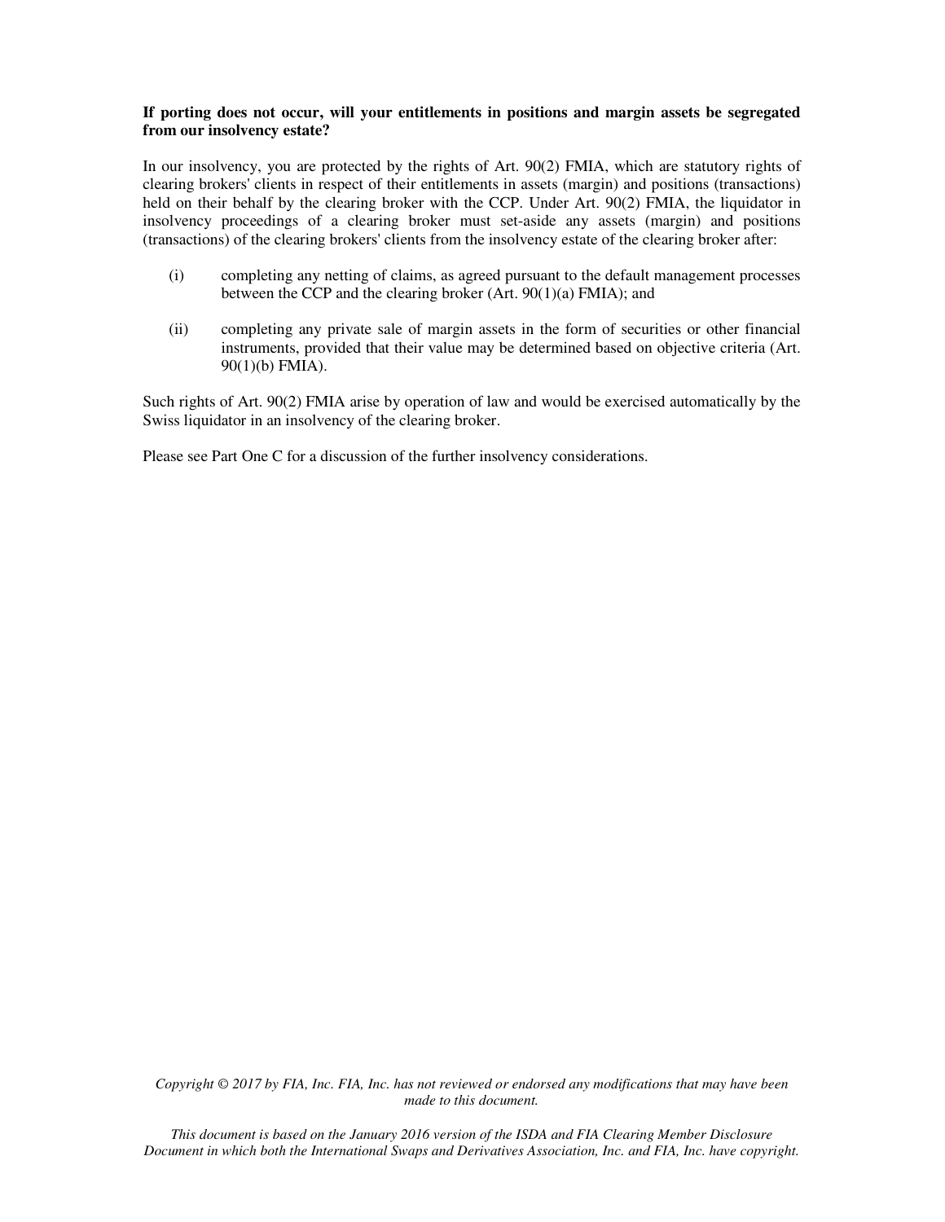**If porting does not occur, will your entitlements in positions and margin assets be segregated from our insolvency estate?**

In our insolvency, you are protected by the rights of Art. 90(2) FMIA, which are statutory rights of clearing brokers' clients in respect of their entitlements in assets (margin) and positions (transactions) held on their behalf by the clearing broker with the CCP. Under Art. 90(2) FMIA, the liquidator in insolvency proceedings of a clearing broker must set-aside any assets (margin) and positions (transactions) of the clearing brokers' clients from the insolvency estate of the clearing broker after:

(i) completing any netting of claims, as agreed pursuant to the default management processes between the CCP and the clearing broker (Art. 90(1)(a) FMIA); and

(ii) completing any private sale of margin assets in the form of securities or other financial instruments, provided that their value may be determined based on objective criteria (Art. 90(1)(b) FMIA).

Such rights of Art. 90(2) FMIA arise by operation of law and would be exercised automatically by the Swiss liquidator in an insolvency of the clearing broker.

Please see Part One C for a discussion of the further insolvency considerations.

*Copyright © 2017 by FIA, Inc. FIA, Inc. has not reviewed or endorsed any modifications that may have been made to this document.*

*This document is based on the January 2016 version of the ISDA and FIA Clearing Member Disclosure Document in which both the International Swaps and Derivatives Association, Inc. and FIA, Inc. have copyright.*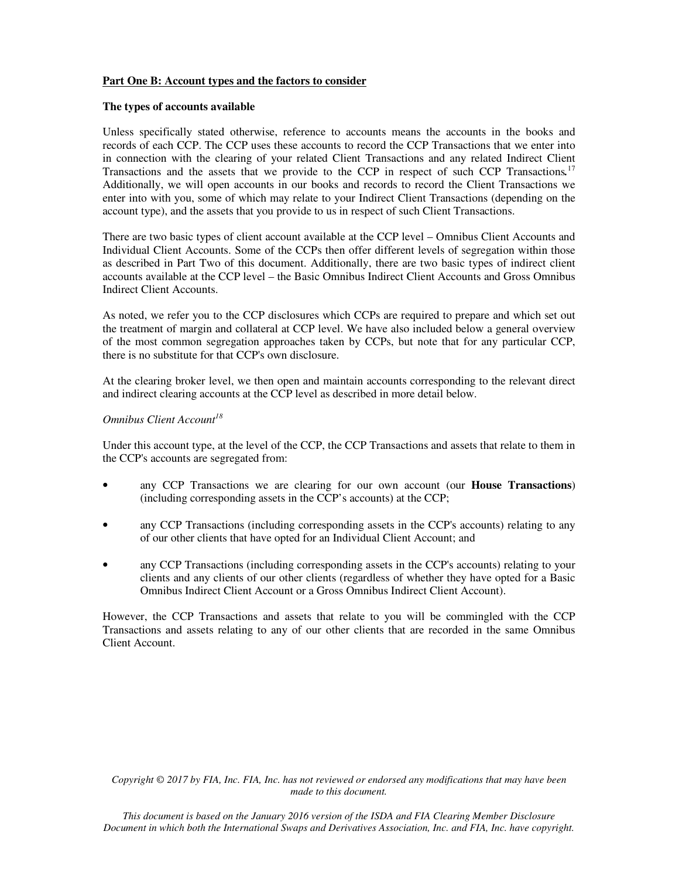**Part One B: Account types and the factors to consider**

**The types of accounts available**

Unless specifically stated otherwise, reference to accounts means the accounts in the books and records of each CCP. The CCP uses these accounts to record the CCP Transactions that we enter into in connection with the clearing of your related Client Transactions and any related Indirect Client Transactions and the assets that we provide to the CCP in respect of such CCP Transactions.[17] Additionally, we will open accounts in our books and records to record the Client Transactions we enter into with you, some of which may relate to your Indirect Client Transactions (depending on the account type), and the assets that you provide to us in respect of such Client Transactions.

There are two basic types of client account available at the CCP level – Omnibus Client Accounts and Individual Client Accounts. Some of the CCPs then offer different levels of segregation within those as described in Part Two of this document. Additionally, there are two basic types of indirect client accounts available at the CCP level – the Basic Omnibus Indirect Client Accounts and Gross Omnibus Indirect Client Accounts.

As noted, we refer you to the CCP disclosures which CCPs are required to prepare and which set out the treatment of margin and collateral at CCP level. We have also included below a general overview of the most common segregation approaches taken by CCPs, but note that for any particular CCP, there is no substitute for that CCP's own disclosure.

At the clearing broker level, we then open and maintain accounts corresponding to the relevant direct and indirect clearing accounts at the CCP level as described in more detail below.

*Omnibus Client Account*[18]

Under this account type, at the level of the CCP, the CCP Transactions and assets that relate to them in the CCP's accounts are segregated from:

- any CCP Transactions we are clearing for our own account (our **House Transactions**) (including corresponding assets in the CCP's accounts) at the CCP;
- any CCP Transactions (including corresponding assets in the CCP's accounts) relating to any of our other clients that have opted for an Individual Client Account; and
- any CCP Transactions (including corresponding assets in the CCP's accounts) relating to your clients and any clients of our other clients (regardless of whether they have opted for a Basic Omnibus Indirect Client Account or a Gross Omnibus Indirect Client Account).

However, the CCP Transactions and assets that relate to you will be commingled with the CCP Transactions and assets relating to any of our other clients that are recorded in the same Omnibus Client Account.

*Copyright © 2017 by FIA, Inc. FIA, Inc. has not reviewed or endorsed any modifications that may have been made to this document.*

*This document is based on the January 2016 version of the ISDA and FIA Clearing Member Disclosure Document in which both the International Swaps and Derivatives Association, Inc. and FIA, Inc. have copyright.*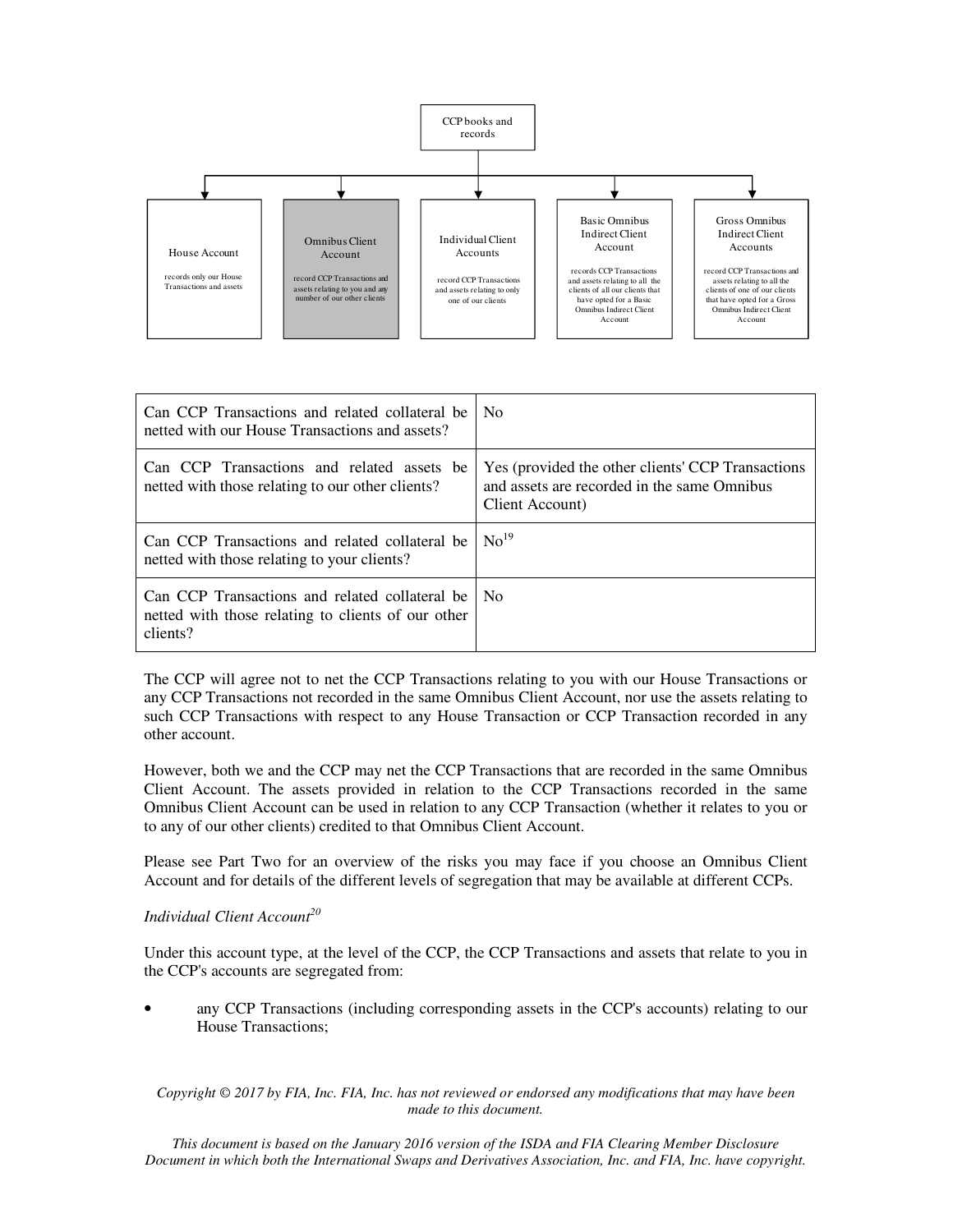CCP books and records

| House Account | Omnibus Client Account | Individual Client Accounts | Basic Omnibus Indirect Client Account | Gross Omnibus Indirect Client Accounts |
|---|---|---|---|---|
| records only our House Transactions and assets | record CCP Transactions and assets relating to you and any number of our other clients | record CCP Transactions and assets relating to only one of our clients | records CCP Transactions and assets relating to all the clients of all our clients that have opted for a Basic Omnibus Indirect Client Account | record CCP Transactions and assets relating to all the clients of one of our clients that have opted for a Gross Omnibus Indirect Client Account |

| | |
|---|---|
| Can CCP Transactions and related collateral be netted with our House Transactions and assets? | No |
| Can CCP Transactions and related assets be netted with those relating to our other clients? | Yes (provided the other clients' CCP Transactions and assets are recorded in the same Omnibus Client Account) |
| Can CCP Transactions and related collateral be netted with those relating to your clients? | No[19] |
| Can CCP Transactions and related collateral be netted with those relating to clients of our other clients? | No |

The CCP will agree not to net the CCP Transactions relating to you with our House Transactions or any CCP Transactions not recorded in the same Omnibus Client Account, nor use the assets relating to such CCP Transactions with respect to any House Transaction or CCP Transaction recorded in any other account.

However, both we and the CCP may net the CCP Transactions that are recorded in the same Omnibus Client Account. The assets provided in relation to the CCP Transactions recorded in the same Omnibus Client Account can be used in relation to any CCP Transaction (whether it relates to you or to any of our other clients) credited to that Omnibus Client Account.

Please see Part Two for an overview of the risks you may face if you choose an Omnibus Client Account and for details of the different levels of segregation that may be available at different CCPs.

*Individual Client Account*[20]

Under this account type, at the level of the CCP, the CCP Transactions and assets that relate to you in the CCP's accounts are segregated from:

- any CCP Transactions (including corresponding assets in the CCP's accounts) relating to our House Transactions;

*Copyright © 2017 by FIA, Inc. FIA, Inc. has not reviewed or endorsed any modifications that may have been made to this document.*

*This document is based on the January 2016 version of the ISDA and FIA Clearing Member Disclosure Document in which both the International Swaps and Derivatives Association, Inc. and FIA, Inc. have copyright.*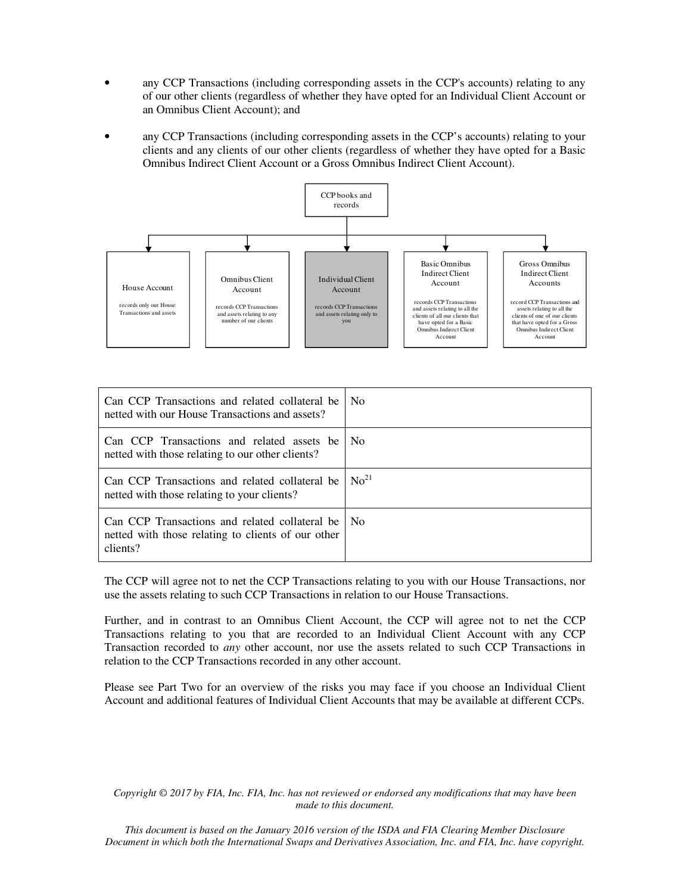- any CCP Transactions (including corresponding assets in the CCP's accounts) relating to any of our other clients (regardless of whether they have opted for an Individual Client Account or an Omnibus Client Account); and
- any CCP Transactions (including corresponding assets in the CCP's accounts) relating to your clients and any clients of our other clients (regardless of whether they have opted for a Basic Omnibus Indirect Client Account or a Gross Omnibus Indirect Client Account).

CCP books and records

| House Account | Omnibus Client Account | Individual Client Account | Basic Omnibus Indirect Client Account | Gross Omnibus Indirect Client Accounts |
|---|---|---|---|---|
| records only our House Transactions and assets | records CCP Transactions and assets relating to any number of our clients | records CCP Transactions and assets relating only to you | records CCP Transactions and assets relating to all the clients of all our clients that have opted for a Basic Omnibus Indirect Client Account | record CCP Transactions and assets relating to all the clients of one of our clients that have opted for a Gross Omnibus Indirect Client Account |

| | |
|---|---|
| Can CCP Transactions and related collateral be netted with our House Transactions and assets? | No |
| Can CCP Transactions and related assets be netted with those relating to our other clients? | No |
| Can CCP Transactions and related collateral be netted with those relating to your clients? | No[21] |
| Can CCP Transactions and related collateral be netted with those relating to clients of our other clients? | No |

The CCP will agree not to net the CCP Transactions relating to you with our House Transactions, nor use the assets relating to such CCP Transactions in relation to our House Transactions.

Further, and in contrast to an Omnibus Client Account, the CCP will agree not to net the CCP Transactions relating to you that are recorded to an Individual Client Account with any CCP Transaction recorded to *any* other account, nor use the assets related to such CCP Transactions in relation to the CCP Transactions recorded in any other account.

Please see Part Two for an overview of the risks you may face if you choose an Individual Client Account and additional features of Individual Client Accounts that may be available at different CCPs.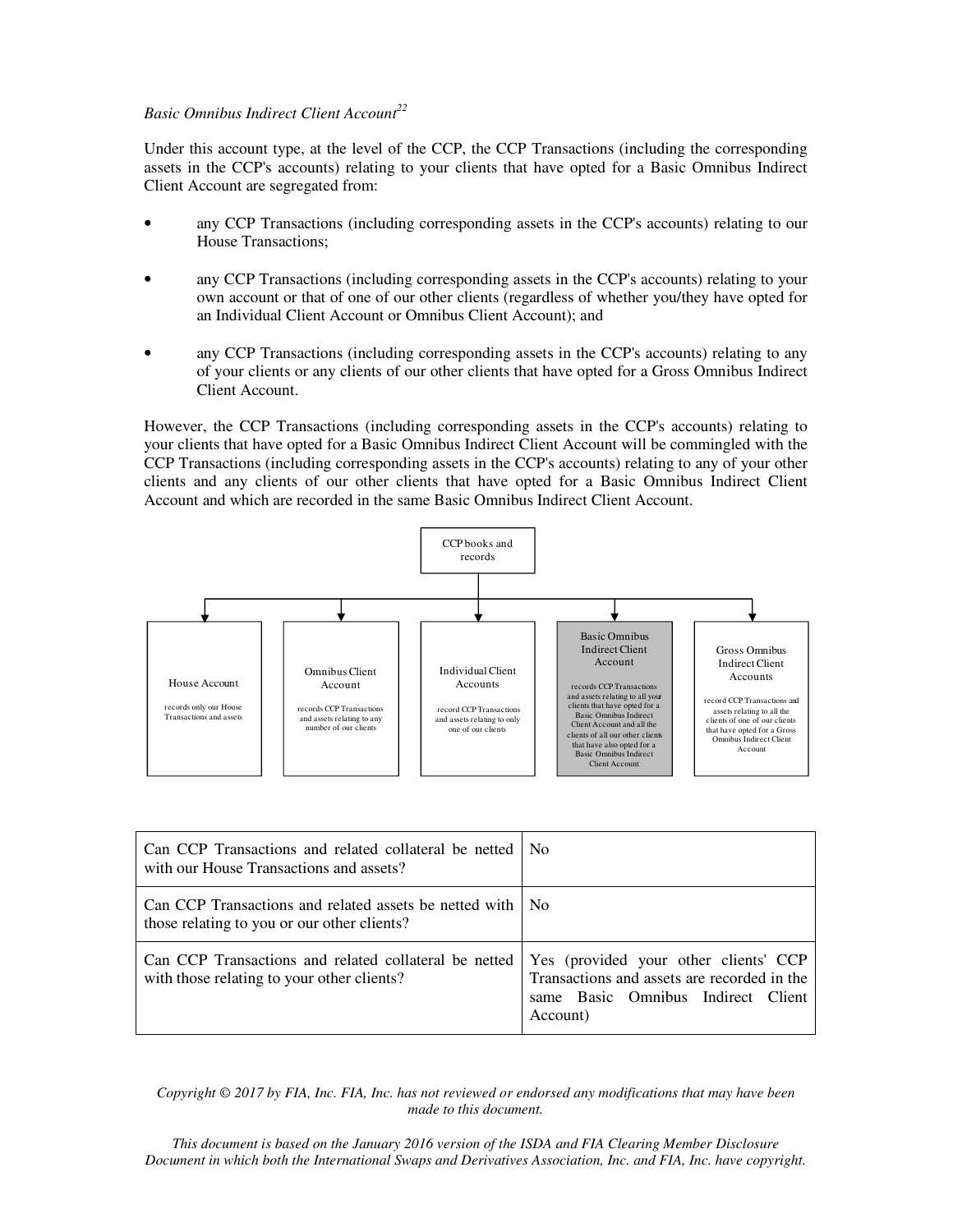*Basic Omnibus Indirect Client Account*[22]

Under this account type, at the level of the CCP, the CCP Transactions (including the corresponding assets in the CCP's accounts) relating to your clients that have opted for a Basic Omnibus Indirect Client Account are segregated from:

- any CCP Transactions (including corresponding assets in the CCP's accounts) relating to our House Transactions;
- any CCP Transactions (including corresponding assets in the CCP's accounts) relating to your own account or that of one of our other clients (regardless of whether you/they have opted for an Individual Client Account or Omnibus Client Account); and
- any CCP Transactions (including corresponding assets in the CCP's accounts) relating to any of your clients or any clients of our other clients that have opted for a Gross Omnibus Indirect Client Account.

However, the CCP Transactions (including corresponding assets in the CCP's accounts) relating to your clients that have opted for a Basic Omnibus Indirect Client Account will be commingled with the CCP Transactions (including corresponding assets in the CCP's accounts) relating to any of your other clients and any clients of our other clients that have opted for a Basic Omnibus Indirect Client Account and which are recorded in the same Basic Omnibus Indirect Client Account.

CCP books and records

- **House Account** – records only our House Transactions and assets
- **Omnibus Client Account** – records CCP Transactions and assets relating to any number of our clients
- **Individual Client Accounts** – record CCP Transactions and assets relating to only one of our clients
- **Basic Omnibus Indirect Client Account** – records CCP Transactions and assets relating to all your clients that have opted for a Basic Omnibus Indirect Client Account and all the clients of all our other clients that have also opted for a Basic Omnibus Indirect Client Account
- **Gross Omnibus Indirect Client Accounts** – record CCP Transactions and assets relating to all the clients of one of our clients that have opted for a Gross Omnibus Indirect Client Account

| | |
|---|---|
| Can CCP Transactions and related collateral be netted with our House Transactions and assets? | No |
| Can CCP Transactions and related assets be netted with those relating to you or our other clients? | No |
| Can CCP Transactions and related collateral be netted with those relating to your other clients? | Yes (provided your other clients' CCP Transactions and assets are recorded in the same Basic Omnibus Indirect Client Account) |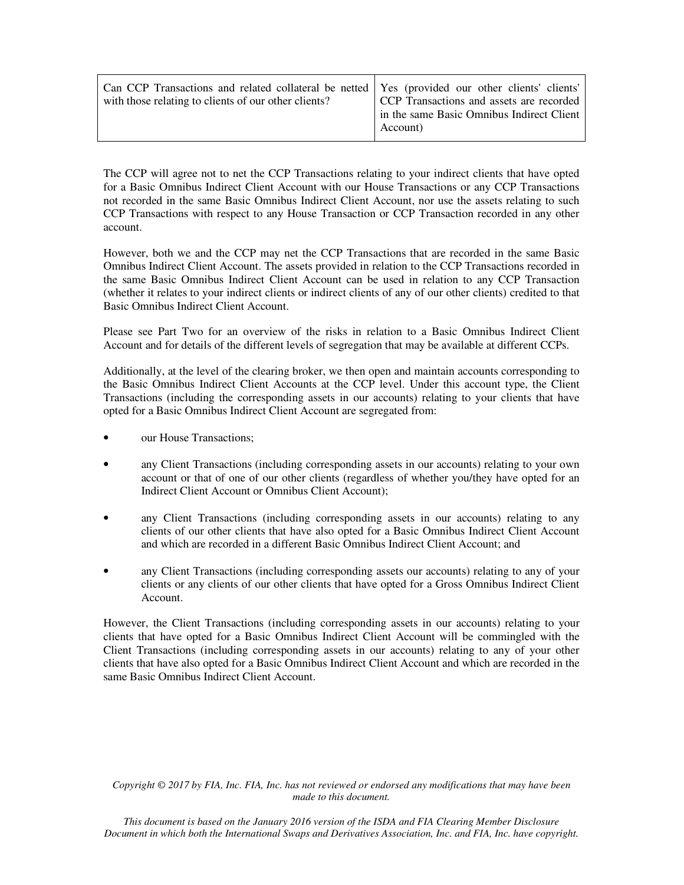| Can CCP Transactions and related collateral be netted with those relating to clients of our other clients? | Yes (provided our other clients' clients' CCP Transactions and assets are recorded in the same Basic Omnibus Indirect Client Account) |
|---|---|

The CCP will agree not to net the CCP Transactions relating to your indirect clients that have opted for a Basic Omnibus Indirect Client Account with our House Transactions or any CCP Transactions not recorded in the same Basic Omnibus Indirect Client Account, nor use the assets relating to such CCP Transactions with respect to any House Transaction or CCP Transaction recorded in any other account.

However, both we and the CCP may net the CCP Transactions that are recorded in the same Basic Omnibus Indirect Client Account. The assets provided in relation to the CCP Transactions recorded in the same Basic Omnibus Indirect Client Account can be used in relation to any CCP Transaction (whether it relates to your indirect clients or indirect clients of any of our other clients) credited to that Basic Omnibus Indirect Client Account.

Please see Part Two for an overview of the risks in relation to a Basic Omnibus Indirect Client Account and for details of the different levels of segregation that may be available at different CCPs.

Additionally, at the level of the clearing broker, we then open and maintain accounts corresponding to the Basic Omnibus Indirect Client Accounts at the CCP level. Under this account type, the Client Transactions (including the corresponding assets in our accounts) relating to your clients that have opted for a Basic Omnibus Indirect Client Account are segregated from:

- our House Transactions;
- any Client Transactions (including corresponding assets in our accounts) relating to your own account or that of one of our other clients (regardless of whether you/they have opted for an Indirect Client Account or Omnibus Client Account);
- any Client Transactions (including corresponding assets in our accounts) relating to any clients of our other clients that have also opted for a Basic Omnibus Indirect Client Account and which are recorded in a different Basic Omnibus Indirect Client Account; and
- any Client Transactions (including corresponding assets our accounts) relating to any of your clients or any clients of our other clients that have opted for a Gross Omnibus Indirect Client Account.

However, the Client Transactions (including corresponding assets in our accounts) relating to your clients that have opted for a Basic Omnibus Indirect Client Account will be commingled with the Client Transactions (including corresponding assets in our accounts) relating to any of your other clients that have also opted for a Basic Omnibus Indirect Client Account and which are recorded in the same Basic Omnibus Indirect Client Account.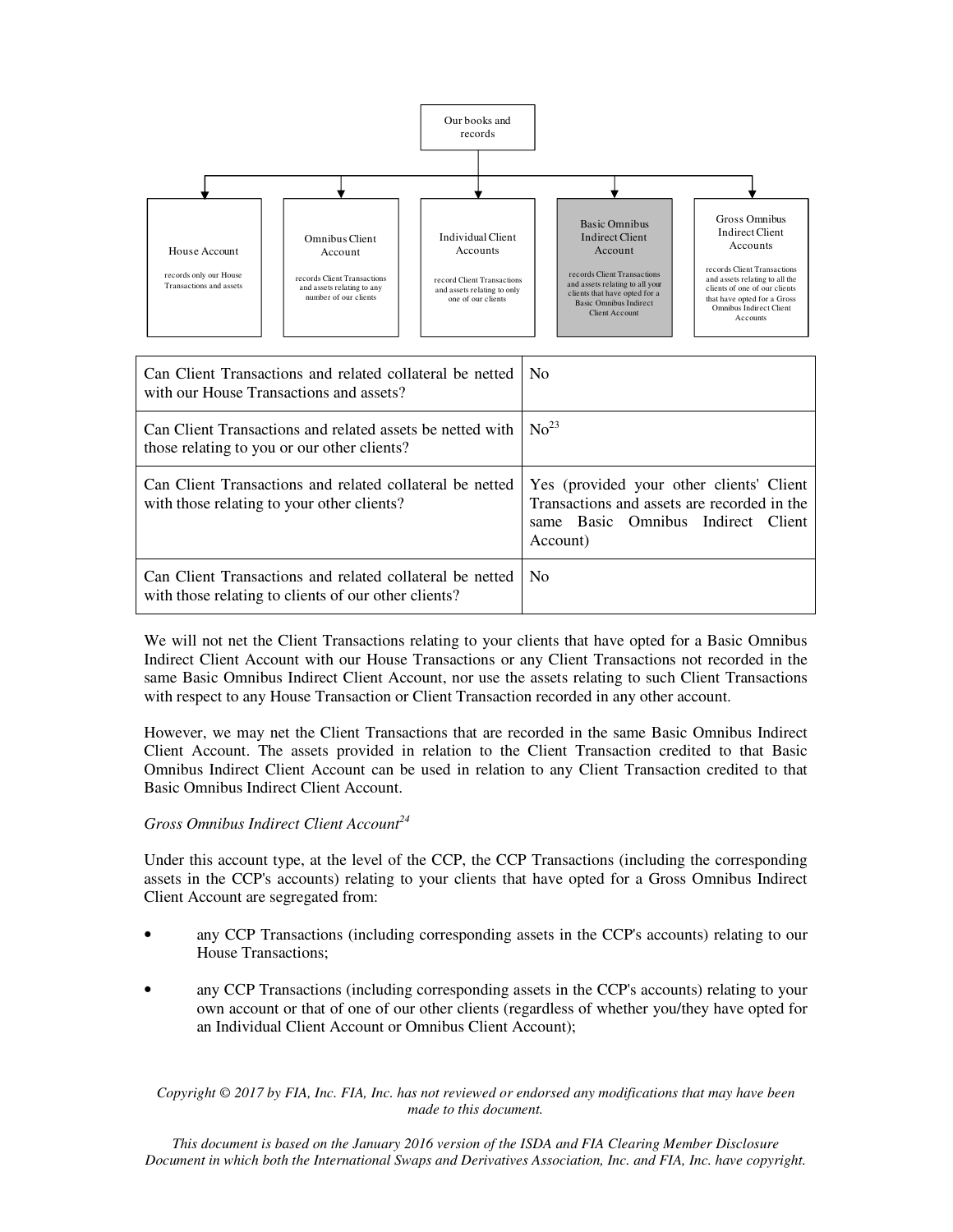Our books and records

| House Account | Omnibus Client Account | Individual Client Accounts | Basic Omnibus Indirect Client Account | Gross Omnibus Indirect Client Accounts |
| --- | --- | --- | --- | --- |
| records only our House Transactions and assets | records Client Transactions and assets relating to any number of our clients | record Client Transactions and assets relating to only one of our clients | records Client Transactions and assets relating to all your clients that have opted for a Basic Omnibus Indirect Client Account | records Client Transactions and assets relating to all the clients of one of our clients that have opted for a Gross Omnibus Indirect Client Accounts |

| Question | Answer |
| --- | --- |
| Can Client Transactions and related collateral be netted with our House Transactions and assets? | No |
| Can Client Transactions and related assets be netted with those relating to you or our other clients? | No[23] |
| Can Client Transactions and related collateral be netted with those relating to your other clients? | Yes (provided your other clients' Client Transactions and assets are recorded in the same Basic Omnibus Indirect Client Account) |
| Can Client Transactions and related collateral be netted with those relating to clients of our other clients? | No |

We will not net the Client Transactions relating to your clients that have opted for a Basic Omnibus Indirect Client Account with our House Transactions or any Client Transactions not recorded in the same Basic Omnibus Indirect Client Account, nor use the assets relating to such Client Transactions with respect to any House Transaction or Client Transaction recorded in any other account.

However, we may net the Client Transactions that are recorded in the same Basic Omnibus Indirect Client Account. The assets provided in relation to the Client Transaction credited to that Basic Omnibus Indirect Client Account can be used in relation to any Client Transaction credited to that Basic Omnibus Indirect Client Account.

*Gross Omnibus Indirect Client Account[24]*

Under this account type, at the level of the CCP, the CCP Transactions (including the corresponding assets in the CCP's accounts) relating to your clients that have opted for a Gross Omnibus Indirect Client Account are segregated from:

- any CCP Transactions (including corresponding assets in the CCP's accounts) relating to our House Transactions;
- any CCP Transactions (including corresponding assets in the CCP's accounts) relating to your own account or that of one of our other clients (regardless of whether you/they have opted for an Individual Client Account or Omnibus Client Account);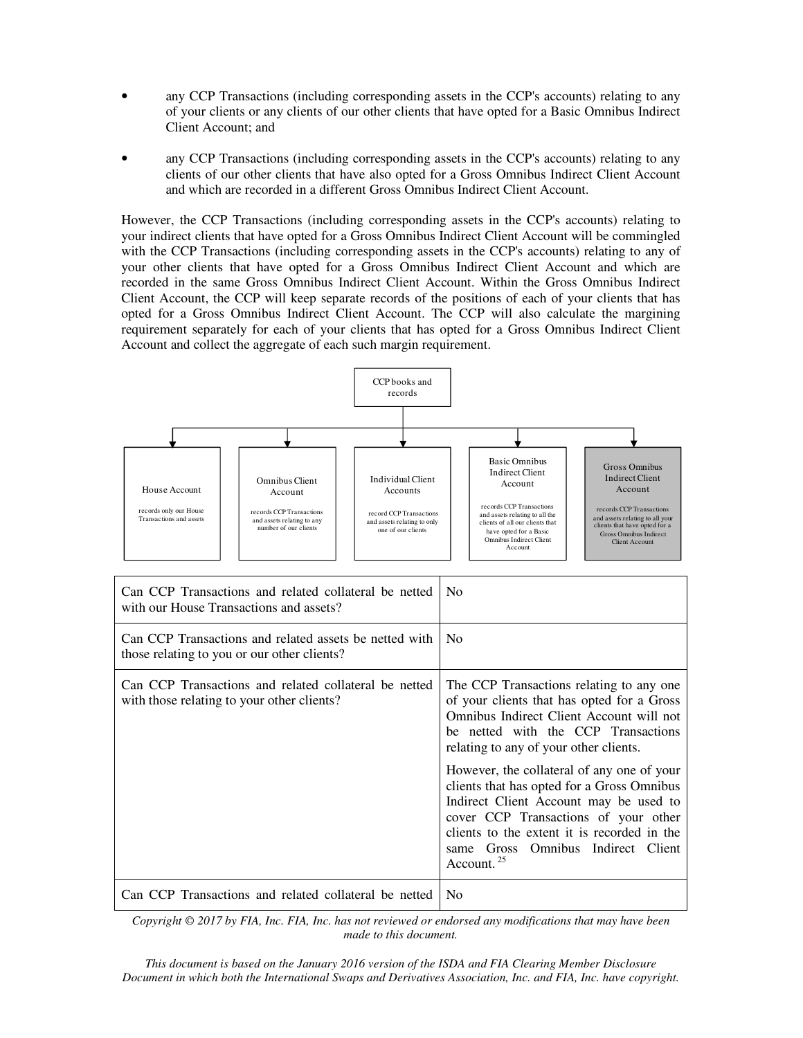- any CCP Transactions (including corresponding assets in the CCP's accounts) relating to any of your clients or any clients of our other clients that have opted for a Basic Omnibus Indirect Client Account; and

- any CCP Transactions (including corresponding assets in the CCP's accounts) relating to any clients of our other clients that have also opted for a Gross Omnibus Indirect Client Account and which are recorded in a different Gross Omnibus Indirect Client Account.

However, the CCP Transactions (including corresponding assets in the CCP's accounts) relating to your indirect clients that have opted for a Gross Omnibus Indirect Client Account will be commingled with the CCP Transactions (including corresponding assets in the CCP's accounts) relating to any of your other clients that have opted for a Gross Omnibus Indirect Client Account and which are recorded in the same Gross Omnibus Indirect Client Account. Within the Gross Omnibus Indirect Client Account, the CCP will keep separate records of the positions of each of your clients that has opted for a Gross Omnibus Indirect Client Account. The CCP will also calculate the margining requirement separately for each of your clients that has opted for a Gross Omnibus Indirect Client Account and collect the aggregate of each such margin requirement.

CCP books and records

| House Account | Omnibus Client Account | Individual Client Accounts | Basic Omnibus Indirect Client Account | Gross Omnibus Indirect Client Account |
|---|---|---|---|---|
| records only our House Transactions and assets | records CCP Transactions and assets relating to any number of our clients | record CCP Transactions and assets relating to only one of our clients | records CCP Transactions and assets relating to all the clients of all our clients that have opted for a Basic Omnibus Indirect Client Account | records CCP Transactions and assets relating to all your clients that have opted for a Gross Omnibus Indirect Client Account |

| Question | Answer |
|---|---|
| Can CCP Transactions and related collateral be netted with our House Transactions and assets? | No |
| Can CCP Transactions and related assets be netted with those relating to you or our other clients? | No |
| Can CCP Transactions and related collateral be netted with those relating to your other clients? | The CCP Transactions relating to any one of your clients that has opted for a Gross Omnibus Indirect Client Account will not be netted with the CCP Transactions relating to any of your other clients.<br><br>However, the collateral of any one of your clients that has opted for a Gross Omnibus Indirect Client Account may be used to cover CCP Transactions of your other clients to the extent it is recorded in the same Gross Omnibus Indirect Client Account. [25] |
| Can CCP Transactions and related collateral be netted | No |

*Copyright © 2017 by FIA, Inc. FIA, Inc. has not reviewed or endorsed any modifications that may have been made to this document.*

*This document is based on the January 2016 version of the ISDA and FIA Clearing Member Disclosure Document in which both the International Swaps and Derivatives Association, Inc. and FIA, Inc. have copyright.*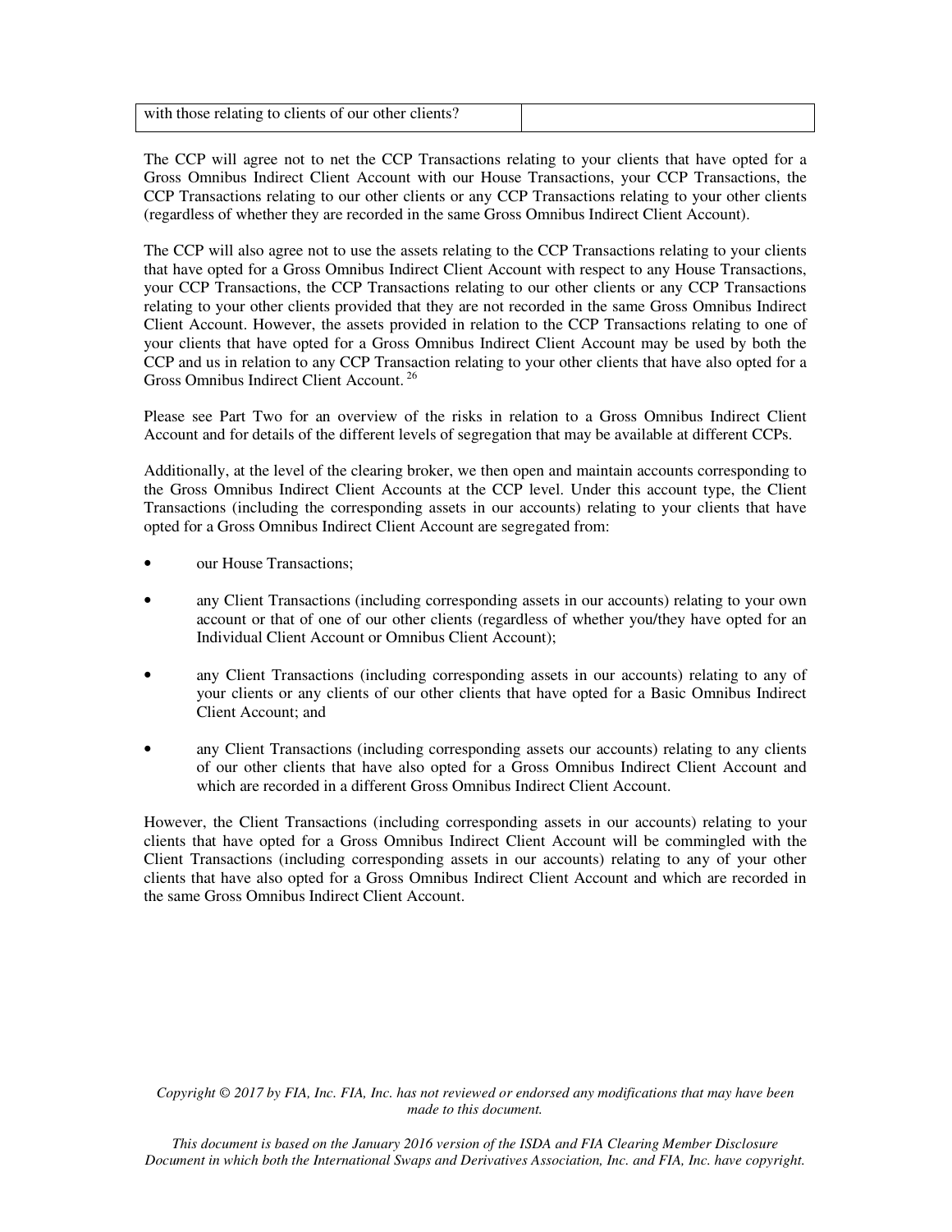| with those relating to clients of our other clients? | |
|---|---|

The CCP will agree not to net the CCP Transactions relating to your clients that have opted for a Gross Omnibus Indirect Client Account with our House Transactions, your CCP Transactions, the CCP Transactions relating to our other clients or any CCP Transactions relating to your other clients (regardless of whether they are recorded in the same Gross Omnibus Indirect Client Account).

The CCP will also agree not to use the assets relating to the CCP Transactions relating to your clients that have opted for a Gross Omnibus Indirect Client Account with respect to any House Transactions, your CCP Transactions, the CCP Transactions relating to our other clients or any CCP Transactions relating to your other clients provided that they are not recorded in the same Gross Omnibus Indirect Client Account. However, the assets provided in relation to the CCP Transactions relating to one of your clients that have opted for a Gross Omnibus Indirect Client Account may be used by both the CCP and us in relation to any CCP Transaction relating to your other clients that have also opted for a Gross Omnibus Indirect Client Account. [26]

Please see Part Two for an overview of the risks in relation to a Gross Omnibus Indirect Client Account and for details of the different levels of segregation that may be available at different CCPs.

Additionally, at the level of the clearing broker, we then open and maintain accounts corresponding to the Gross Omnibus Indirect Client Accounts at the CCP level. Under this account type, the Client Transactions (including the corresponding assets in our accounts) relating to your clients that have opted for a Gross Omnibus Indirect Client Account are segregated from:

- our House Transactions;
- any Client Transactions (including corresponding assets in our accounts) relating to your own account or that of one of our other clients (regardless of whether you/they have opted for an Individual Client Account or Omnibus Client Account);
- any Client Transactions (including corresponding assets in our accounts) relating to any of your clients or any clients of our other clients that have opted for a Basic Omnibus Indirect Client Account; and
- any Client Transactions (including corresponding assets our accounts) relating to any clients of our other clients that have also opted for a Gross Omnibus Indirect Client Account and which are recorded in a different Gross Omnibus Indirect Client Account.

However, the Client Transactions (including corresponding assets in our accounts) relating to your clients that have opted for a Gross Omnibus Indirect Client Account will be commingled with the Client Transactions (including corresponding assets in our accounts) relating to any of your other clients that have also opted for a Gross Omnibus Indirect Client Account and which are recorded in the same Gross Omnibus Indirect Client Account.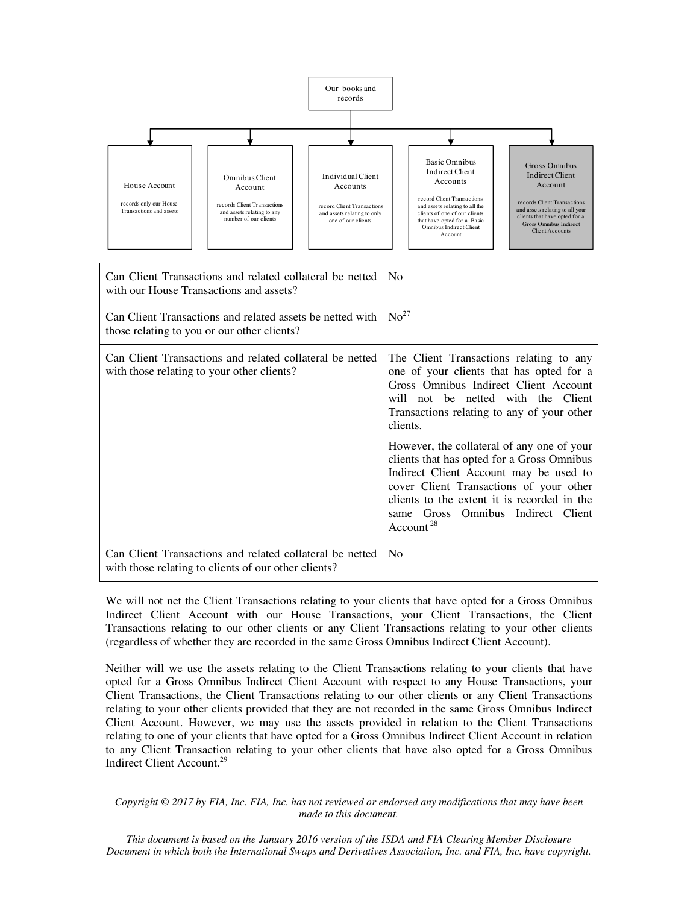Our books and records

| House Account | Omnibus Client Account | Individual Client Accounts | Basic Omnibus Indirect Client Accounts | Gross Omnibus Indirect Client Account |
|---|---|---|---|---|
| records only our House Transactions and assets | records Client Transactions and assets relating to any number of our clients | record Client Transactions and assets relating to only one of our clients | record Client Transactions and assets relating to all the clients of one of our clients that have opted for a Basic Omnibus Indirect Client Account | records Client Transactions and assets relating to all your clients that have opted for a Gross Omnibus Indirect Client Accounts |

| | |
|---|---|
| Can Client Transactions and related collateral be netted with our House Transactions and assets? | No |
| Can Client Transactions and related assets be netted with those relating to you or our other clients? | No[27] |
| Can Client Transactions and related collateral be netted with those relating to your other clients? | The Client Transactions relating to any one of your clients that has opted for a Gross Omnibus Indirect Client Account will not be netted with the Client Transactions relating to any of your other clients.<br><br>However, the collateral of any one of your clients that has opted for a Gross Omnibus Indirect Client Account may be used to cover Client Transactions of your other clients to the extent it is recorded in the same Gross Omnibus Indirect Client Account[28] |
| Can Client Transactions and related collateral be netted with those relating to clients of our other clients? | No |

We will not net the Client Transactions relating to your clients that have opted for a Gross Omnibus Indirect Client Account with our House Transactions, your Client Transactions, the Client Transactions relating to our other clients or any Client Transactions relating to your other clients (regardless of whether they are recorded in the same Gross Omnibus Indirect Client Account).

Neither will we use the assets relating to the Client Transactions relating to your clients that have opted for a Gross Omnibus Indirect Client Account with respect to any House Transactions, your Client Transactions, the Client Transactions relating to our other clients or any Client Transactions relating to your other clients provided that they are not recorded in the same Gross Omnibus Indirect Client Account. However, we may use the assets provided in relation to the Client Transactions relating to one of your clients that have opted for a Gross Omnibus Indirect Client Account in relation to any Client Transaction relating to your other clients that have also opted for a Gross Omnibus Indirect Client Account.[29]

*Copyright © 2017 by FIA, Inc. FIA, Inc. has not reviewed or endorsed any modifications that may have been made to this document.*

*This document is based on the January 2016 version of the ISDA and FIA Clearing Member Disclosure Document in which both the International Swaps and Derivatives Association, Inc. and FIA, Inc. have copyright.*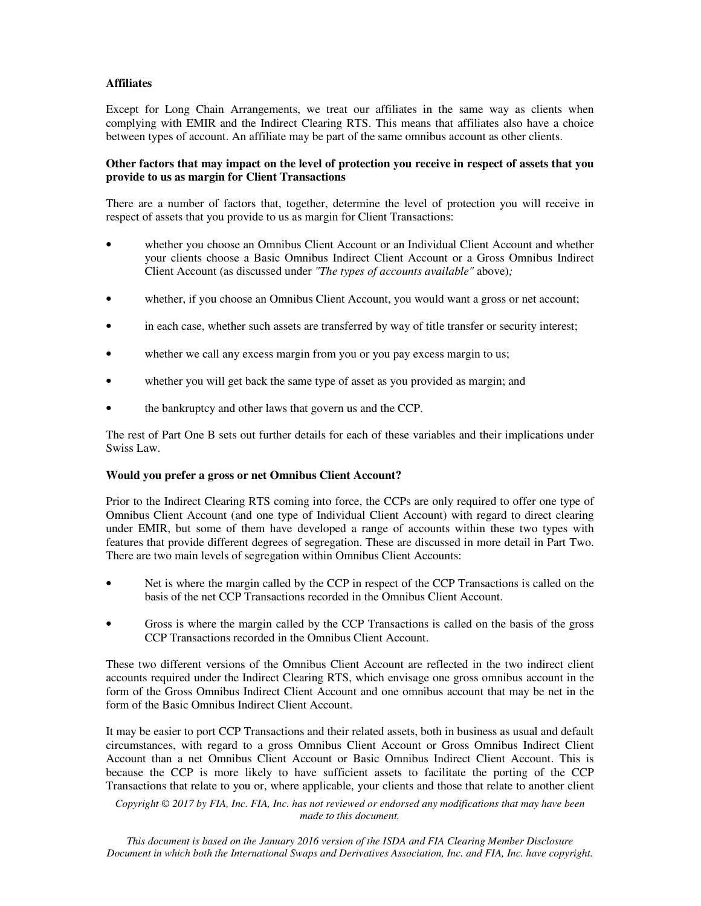**Affiliates**

Except for Long Chain Arrangements, we treat our affiliates in the same way as clients when complying with EMIR and the Indirect Clearing RTS. This means that affiliates also have a choice between types of account. An affiliate may be part of the same omnibus account as other clients.

**Other factors that may impact on the level of protection you receive in respect of assets that you provide to us as margin for Client Transactions**

There are a number of factors that, together, determine the level of protection you will receive in respect of assets that you provide to us as margin for Client Transactions:

- whether you choose an Omnibus Client Account or an Individual Client Account and whether your clients choose a Basic Omnibus Indirect Client Account or a Gross Omnibus Indirect Client Account (as discussed under *"The types of accounts available"* above)*;*
- whether, if you choose an Omnibus Client Account, you would want a gross or net account;
- in each case, whether such assets are transferred by way of title transfer or security interest;
- whether we call any excess margin from you or you pay excess margin to us;
- whether you will get back the same type of asset as you provided as margin; and
- the bankruptcy and other laws that govern us and the CCP.

The rest of Part One B sets out further details for each of these variables and their implications under Swiss Law.

**Would you prefer a gross or net Omnibus Client Account?**

Prior to the Indirect Clearing RTS coming into force, the CCPs are only required to offer one type of Omnibus Client Account (and one type of Individual Client Account) with regard to direct clearing under EMIR, but some of them have developed a range of accounts within these two types with features that provide different degrees of segregation. These are discussed in more detail in Part Two. There are two main levels of segregation within Omnibus Client Accounts:

- Net is where the margin called by the CCP in respect of the CCP Transactions is called on the basis of the net CCP Transactions recorded in the Omnibus Client Account.
- Gross is where the margin called by the CCP Transactions is called on the basis of the gross CCP Transactions recorded in the Omnibus Client Account.

These two different versions of the Omnibus Client Account are reflected in the two indirect client accounts required under the Indirect Clearing RTS, which envisage one gross omnibus account in the form of the Gross Omnibus Indirect Client Account and one omnibus account that may be net in the form of the Basic Omnibus Indirect Client Account.

It may be easier to port CCP Transactions and their related assets, both in business as usual and default circumstances, with regard to a gross Omnibus Client Account or Gross Omnibus Indirect Client Account than a net Omnibus Client Account or Basic Omnibus Indirect Client Account. This is because the CCP is more likely to have sufficient assets to facilitate the porting of the CCP Transactions that relate to you or, where applicable, your clients and those that relate to another client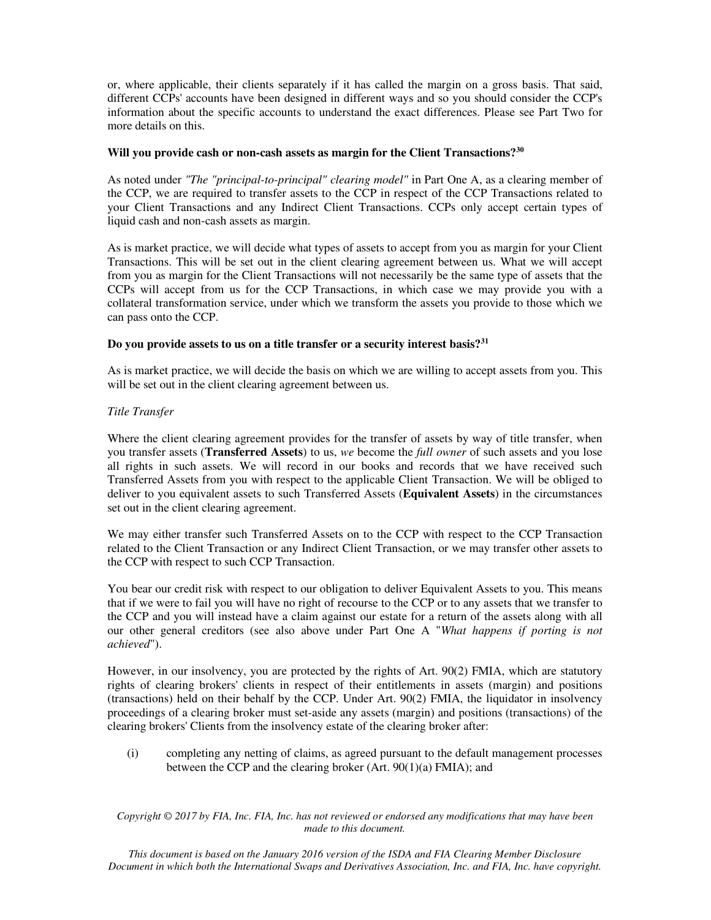or, where applicable, their clients separately if it has called the margin on a gross basis. That said, different CCPs' accounts have been designed in different ways and so you should consider the CCP's information about the specific accounts to understand the exact differences. Please see Part Two for more details on this.

**Will you provide cash or non-cash assets as margin for the Client Transactions?[30]**

As noted under *"The "principal-to-principal" clearing model"* in Part One A, as a clearing member of the CCP, we are required to transfer assets to the CCP in respect of the CCP Transactions related to your Client Transactions and any Indirect Client Transactions. CCPs only accept certain types of liquid cash and non-cash assets as margin.

As is market practice, we will decide what types of assets to accept from you as margin for your Client Transactions. This will be set out in the client clearing agreement between us. What we will accept from you as margin for the Client Transactions will not necessarily be the same type of assets that the CCPs will accept from us for the CCP Transactions, in which case we may provide you with a collateral transformation service, under which we transform the assets you provide to those which we can pass onto the CCP.

**Do you provide assets to us on a title transfer or a security interest basis?[31]**

As is market practice, we will decide the basis on which we are willing to accept assets from you. This will be set out in the client clearing agreement between us.

*Title Transfer*

Where the client clearing agreement provides for the transfer of assets by way of title transfer, when you transfer assets (**Transferred Assets**) to us, *we* become the *full owner* of such assets and you lose all rights in such assets. We will record in our books and records that we have received such Transferred Assets from you with respect to the applicable Client Transaction. We will be obliged to deliver to you equivalent assets to such Transferred Assets (**Equivalent Assets**) in the circumstances set out in the client clearing agreement.

We may either transfer such Transferred Assets on to the CCP with respect to the CCP Transaction related to the Client Transaction or any Indirect Client Transaction, or we may transfer other assets to the CCP with respect to such CCP Transaction.

You bear our credit risk with respect to our obligation to deliver Equivalent Assets to you. This means that if we were to fail you will have no right of recourse to the CCP or to any assets that we transfer to the CCP and you will instead have a claim against our estate for a return of the assets along with all our other general creditors (see also above under Part One A "*What happens if porting is not achieved*").

However, in our insolvency, you are protected by the rights of Art. 90(2) FMIA, which are statutory rights of clearing brokers' clients in respect of their entitlements in assets (margin) and positions (transactions) held on their behalf by the CCP. Under Art. 90(2) FMIA, the liquidator in insolvency proceedings of a clearing broker must set-aside any assets (margin) and positions (transactions) of the clearing brokers' Clients from the insolvency estate of the clearing broker after:

(i) completing any netting of claims, as agreed pursuant to the default management processes between the CCP and the clearing broker (Art. 90(1)(a) FMIA); and

*Copyright © 2017 by FIA, Inc. FIA, Inc. has not reviewed or endorsed any modifications that may have been made to this document.*

*This document is based on the January 2016 version of the ISDA and FIA Clearing Member Disclosure Document in which both the International Swaps and Derivatives Association, Inc. and FIA, Inc. have copyright.*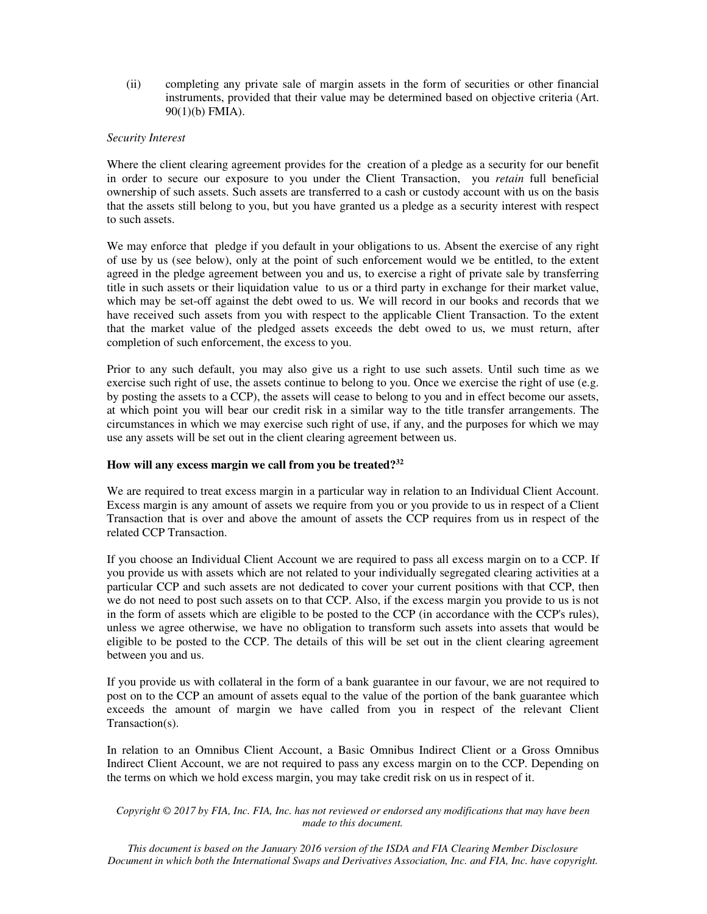(ii) completing any private sale of margin assets in the form of securities or other financial instruments, provided that their value may be determined based on objective criteria (Art. 90(1)(b) FMIA).

*Security Interest*

Where the client clearing agreement provides for the creation of a pledge as a security for our benefit in order to secure our exposure to you under the Client Transaction, you *retain* full beneficial ownership of such assets. Such assets are transferred to a cash or custody account with us on the basis that the assets still belong to you, but you have granted us a pledge as a security interest with respect to such assets.

We may enforce that pledge if you default in your obligations to us. Absent the exercise of any right of use by us (see below), only at the point of such enforcement would we be entitled, to the extent agreed in the pledge agreement between you and us, to exercise a right of private sale by transferring title in such assets or their liquidation value to us or a third party in exchange for their market value, which may be set-off against the debt owed to us. We will record in our books and records that we have received such assets from you with respect to the applicable Client Transaction. To the extent that the market value of the pledged assets exceeds the debt owed to us, we must return, after completion of such enforcement, the excess to you.

Prior to any such default, you may also give us a right to use such assets. Until such time as we exercise such right of use, the assets continue to belong to you. Once we exercise the right of use (e.g. by posting the assets to a CCP), the assets will cease to belong to you and in effect become our assets, at which point you will bear our credit risk in a similar way to the title transfer arrangements. The circumstances in which we may exercise such right of use, if any, and the purposes for which we may use any assets will be set out in the client clearing agreement between us.

**How will any excess margin we call from you be treated?[32]**

We are required to treat excess margin in a particular way in relation to an Individual Client Account. Excess margin is any amount of assets we require from you or you provide to us in respect of a Client Transaction that is over and above the amount of assets the CCP requires from us in respect of the related CCP Transaction.

If you choose an Individual Client Account we are required to pass all excess margin on to a CCP. If you provide us with assets which are not related to your individually segregated clearing activities at a particular CCP and such assets are not dedicated to cover your current positions with that CCP, then we do not need to post such assets on to that CCP. Also, if the excess margin you provide to us is not in the form of assets which are eligible to be posted to the CCP (in accordance with the CCP's rules), unless we agree otherwise, we have no obligation to transform such assets into assets that would be eligible to be posted to the CCP. The details of this will be set out in the client clearing agreement between you and us.

If you provide us with collateral in the form of a bank guarantee in our favour, we are not required to post on to the CCP an amount of assets equal to the value of the portion of the bank guarantee which exceeds the amount of margin we have called from you in respect of the relevant Client Transaction(s).

In relation to an Omnibus Client Account, a Basic Omnibus Indirect Client or a Gross Omnibus Indirect Client Account, we are not required to pass any excess margin on to the CCP. Depending on the terms on which we hold excess margin, you may take credit risk on us in respect of it.

*Copyright © 2017 by FIA, Inc. FIA, Inc. has not reviewed or endorsed any modifications that may have been made to this document.*

*This document is based on the January 2016 version of the ISDA and FIA Clearing Member Disclosure Document in which both the International Swaps and Derivatives Association, Inc. and FIA, Inc. have copyright.*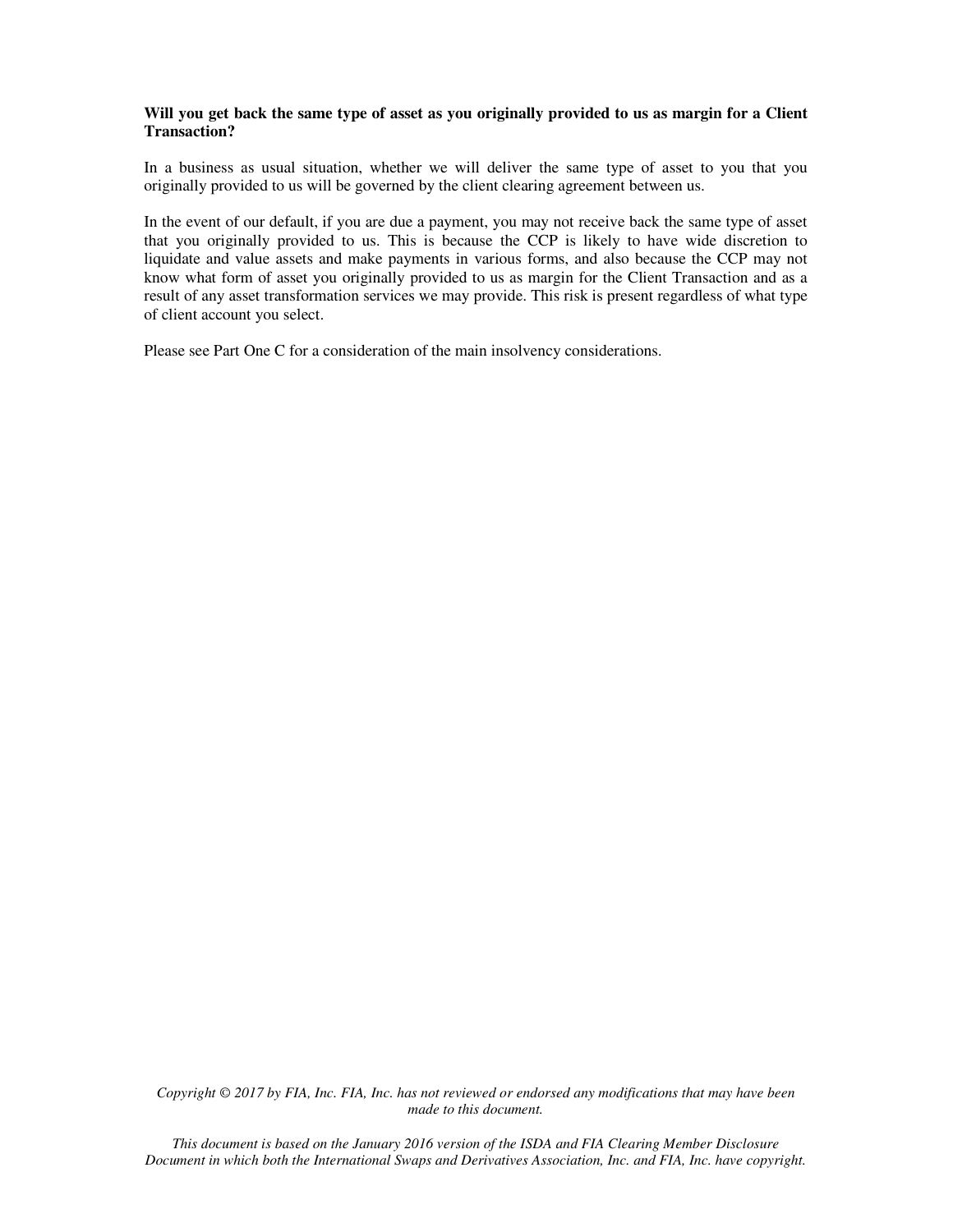**Will you get back the same type of asset as you originally provided to us as margin for a Client Transaction?**

In a business as usual situation, whether we will deliver the same type of asset to you that you originally provided to us will be governed by the client clearing agreement between us.

In the event of our default, if you are due a payment, you may not receive back the same type of asset that you originally provided to us. This is because the CCP is likely to have wide discretion to liquidate and value assets and make payments in various forms, and also because the CCP may not know what form of asset you originally provided to us as margin for the Client Transaction and as a result of any asset transformation services we may provide. This risk is present regardless of what type of client account you select.

Please see Part One C for a consideration of the main insolvency considerations.

*Copyright © 2017 by FIA, Inc. FIA, Inc. has not reviewed or endorsed any modifications that may have been made to this document.*

*This document is based on the January 2016 version of the ISDA and FIA Clearing Member Disclosure Document in which both the International Swaps and Derivatives Association, Inc. and FIA, Inc. have copyright.*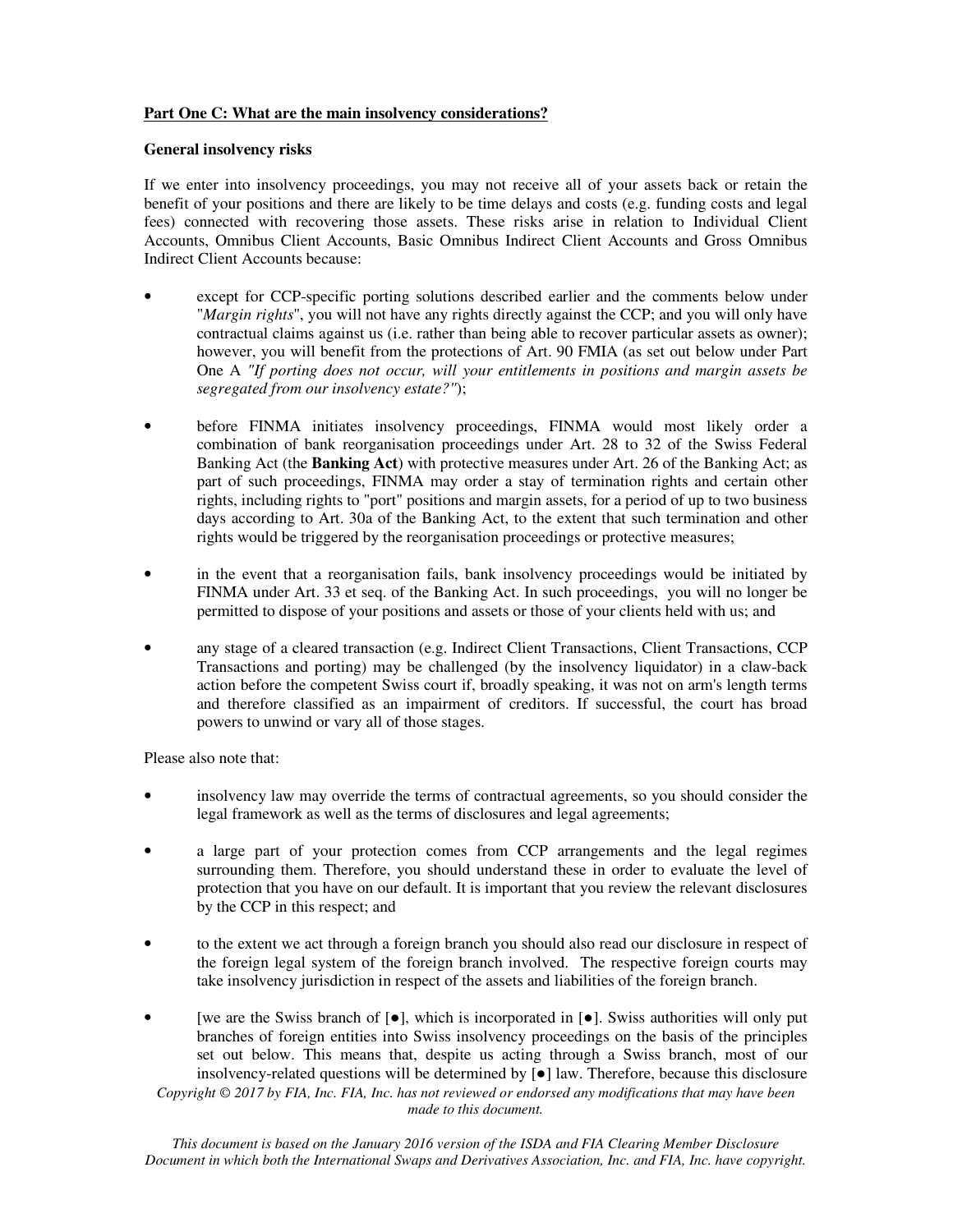**Part One C: What are the main insolvency considerations?**

**General insolvency risks**

If we enter into insolvency proceedings, you may not receive all of your assets back or retain the benefit of your positions and there are likely to be time delays and costs (e.g. funding costs and legal fees) connected with recovering those assets. These risks arise in relation to Individual Client Accounts, Omnibus Client Accounts, Basic Omnibus Indirect Client Accounts and Gross Omnibus Indirect Client Accounts because:

- except for CCP-specific porting solutions described earlier and the comments below under "*Margin rights*", you will not have any rights directly against the CCP; and you will only have contractual claims against us (i.e. rather than being able to recover particular assets as owner); however, you will benefit from the protections of Art. 90 FMIA (as set out below under Part One A *"If porting does not occur, will your entitlements in positions and margin assets be segregated from our insolvency estate?"*);
- before FINMA initiates insolvency proceedings, FINMA would most likely order a combination of bank reorganisation proceedings under Art. 28 to 32 of the Swiss Federal Banking Act (the **Banking Act**) with protective measures under Art. 26 of the Banking Act; as part of such proceedings, FINMA may order a stay of termination rights and certain other rights, including rights to "port" positions and margin assets, for a period of up to two business days according to Art. 30a of the Banking Act, to the extent that such termination and other rights would be triggered by the reorganisation proceedings or protective measures;
- in the event that a reorganisation fails, bank insolvency proceedings would be initiated by FINMA under Art. 33 et seq. of the Banking Act. In such proceedings, you will no longer be permitted to dispose of your positions and assets or those of your clients held with us; and
- any stage of a cleared transaction (e.g. Indirect Client Transactions, Client Transactions, CCP Transactions and porting) may be challenged (by the insolvency liquidator) in a claw-back action before the competent Swiss court if, broadly speaking, it was not on arm's length terms and therefore classified as an impairment of creditors. If successful, the court has broad powers to unwind or vary all of those stages.

Please also note that:

- insolvency law may override the terms of contractual agreements, so you should consider the legal framework as well as the terms of disclosures and legal agreements;
- a large part of your protection comes from CCP arrangements and the legal regimes surrounding them. Therefore, you should understand these in order to evaluate the level of protection that you have on our default. It is important that you review the relevant disclosures by the CCP in this respect; and
- to the extent we act through a foreign branch you should also read our disclosure in respect of the foreign legal system of the foreign branch involved. The respective foreign courts may take insolvency jurisdiction in respect of the assets and liabilities of the foreign branch.
- [we are the Swiss branch of [●], which is incorporated in [●]. Swiss authorities will only put branches of foreign entities into Swiss insolvency proceedings on the basis of the principles set out below. This means that, despite us acting through a Swiss branch, most of our insolvency-related questions will be determined by [●] law. Therefore, because this disclosure

*Copyright © 2017 by FIA, Inc. FIA, Inc. has not reviewed or endorsed any modifications that may have been made to this document.*

*This document is based on the January 2016 version of the ISDA and FIA Clearing Member Disclosure Document in which both the International Swaps and Derivatives Association, Inc. and FIA, Inc. have copyright.*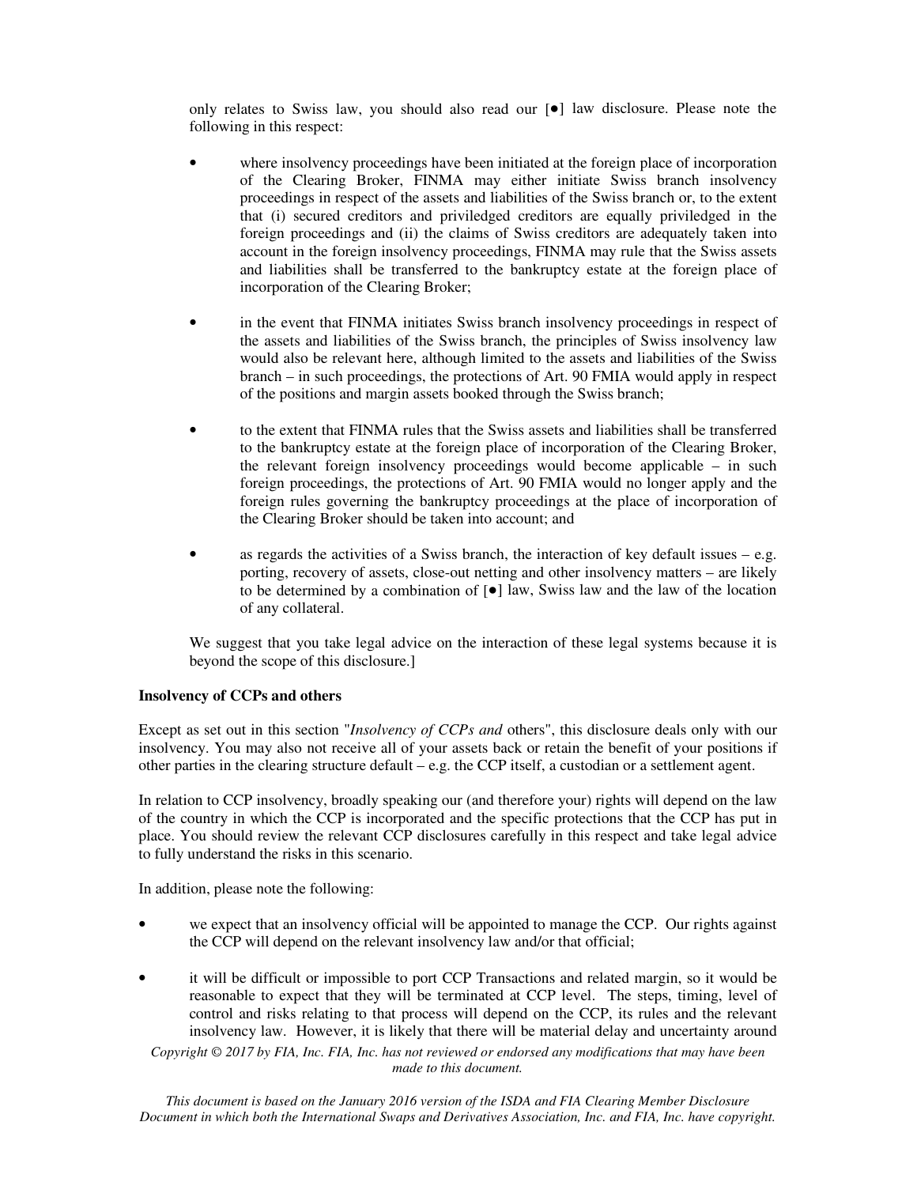only relates to Swiss law, you should also read our [●] law disclosure. Please note the following in this respect:

- where insolvency proceedings have been initiated at the foreign place of incorporation of the Clearing Broker, FINMA may either initiate Swiss branch insolvency proceedings in respect of the assets and liabilities of the Swiss branch or, to the extent that (i) secured creditors and priviledged creditors are equally priviledged in the foreign proceedings and (ii) the claims of Swiss creditors are adequately taken into account in the foreign insolvency proceedings, FINMA may rule that the Swiss assets and liabilities shall be transferred to the bankruptcy estate at the foreign place of incorporation of the Clearing Broker;

- in the event that FINMA initiates Swiss branch insolvency proceedings in respect of the assets and liabilities of the Swiss branch, the principles of Swiss insolvency law would also be relevant here, although limited to the assets and liabilities of the Swiss branch – in such proceedings, the protections of Art. 90 FMIA would apply in respect of the positions and margin assets booked through the Swiss branch;

- to the extent that FINMA rules that the Swiss assets and liabilities shall be transferred to the bankruptcy estate at the foreign place of incorporation of the Clearing Broker, the relevant foreign insolvency proceedings would become applicable – in such foreign proceedings, the protections of Art. 90 FMIA would no longer apply and the foreign rules governing the bankruptcy proceedings at the place of incorporation of the Clearing Broker should be taken into account; and

- as regards the activities of a Swiss branch, the interaction of key default issues – e.g. porting, recovery of assets, close-out netting and other insolvency matters – are likely to be determined by a combination of [●] law, Swiss law and the law of the location of any collateral.

We suggest that you take legal advice on the interaction of these legal systems because it is beyond the scope of this disclosure.]

**Insolvency of CCPs and others**

Except as set out in this section "*Insolvency of CCPs and* others", this disclosure deals only with our insolvency. You may also not receive all of your assets back or retain the benefit of your positions if other parties in the clearing structure default – e.g. the CCP itself, a custodian or a settlement agent.

In relation to CCP insolvency, broadly speaking our (and therefore your) rights will depend on the law of the country in which the CCP is incorporated and the specific protections that the CCP has put in place. You should review the relevant CCP disclosures carefully in this respect and take legal advice to fully understand the risks in this scenario.

In addition, please note the following:

- we expect that an insolvency official will be appointed to manage the CCP. Our rights against the CCP will depend on the relevant insolvency law and/or that official;

- it will be difficult or impossible to port CCP Transactions and related margin, so it would be reasonable to expect that they will be terminated at CCP level. The steps, timing, level of control and risks relating to that process will depend on the CCP, its rules and the relevant insolvency law. However, it is likely that there will be material delay and uncertainty around

*Copyright © 2017 by FIA, Inc. FIA, Inc. has not reviewed or endorsed any modifications that may have been made to this document.*

*This document is based on the January 2016 version of the ISDA and FIA Clearing Member Disclosure Document in which both the International Swaps and Derivatives Association, Inc. and FIA, Inc. have copyright.*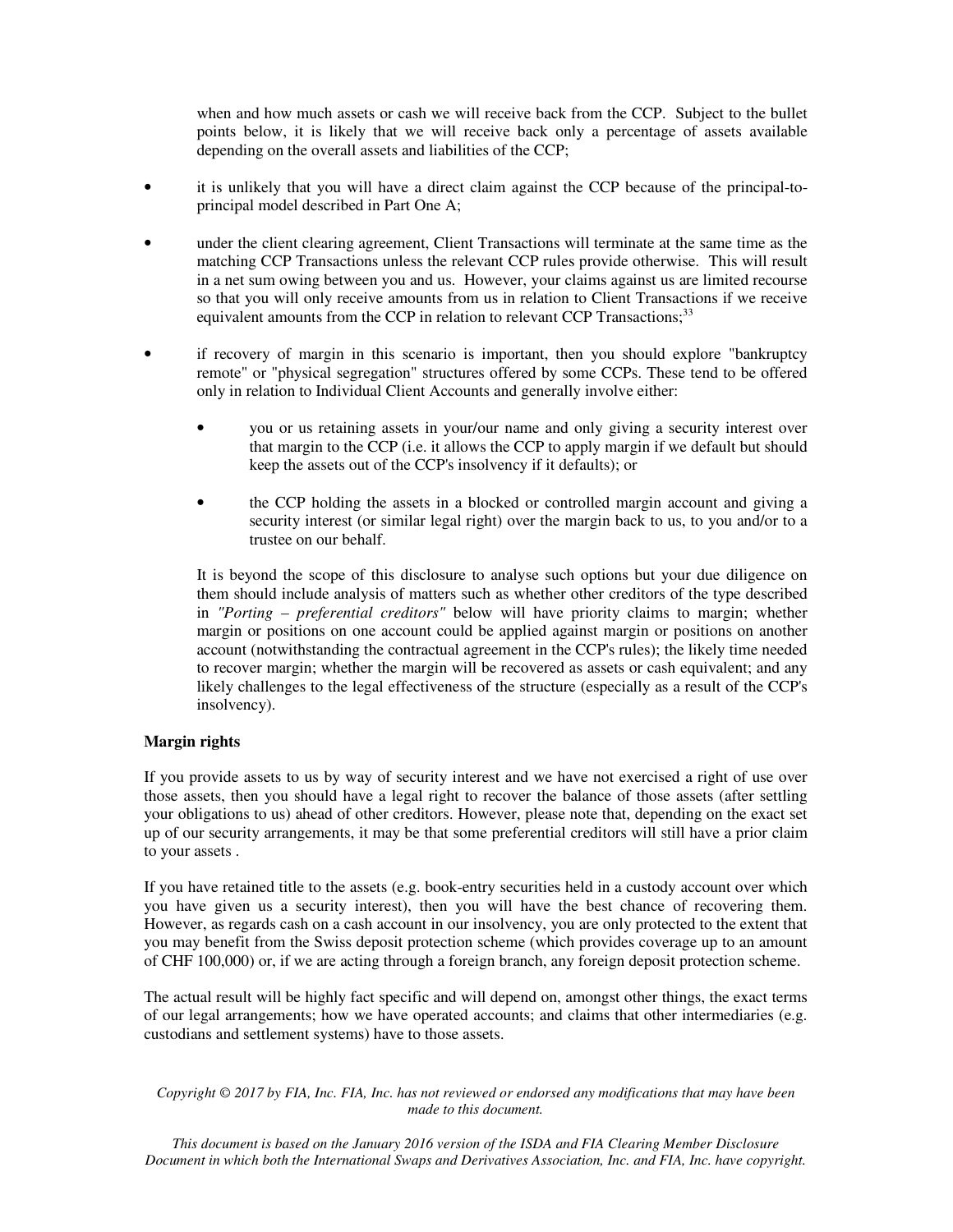when and how much assets or cash we will receive back from the CCP. Subject to the bullet points below, it is likely that we will receive back only a percentage of assets available depending on the overall assets and liabilities of the CCP;

- it is unlikely that you will have a direct claim against the CCP because of the principal-to-principal model described in Part One A;
- under the client clearing agreement, Client Transactions will terminate at the same time as the matching CCP Transactions unless the relevant CCP rules provide otherwise. This will result in a net sum owing between you and us. However, your claims against us are limited recourse so that you will only receive amounts from us in relation to Client Transactions if we receive equivalent amounts from the CCP in relation to relevant CCP Transactions;[33]
- if recovery of margin in this scenario is important, then you should explore "bankruptcy remote" or "physical segregation" structures offered by some CCPs. These tend to be offered only in relation to Individual Client Accounts and generally involve either:
  - you or us retaining assets in your/our name and only giving a security interest over that margin to the CCP (i.e. it allows the CCP to apply margin if we default but should keep the assets out of the CCP's insolvency if it defaults); or
  - the CCP holding the assets in a blocked or controlled margin account and giving a security interest (or similar legal right) over the margin back to us, to you and/or to a trustee on our behalf.

  It is beyond the scope of this disclosure to analyse such options but your due diligence on them should include analysis of matters such as whether other creditors of the type described in *"Porting – preferential creditors"* below will have priority claims to margin; whether margin or positions on one account could be applied against margin or positions on another account (notwithstanding the contractual agreement in the CCP's rules); the likely time needed to recover margin; whether the margin will be recovered as assets or cash equivalent; and any likely challenges to the legal effectiveness of the structure (especially as a result of the CCP's insolvency).

**Margin rights**

If you provide assets to us by way of security interest and we have not exercised a right of use over those assets, then you should have a legal right to recover the balance of those assets (after settling your obligations to us) ahead of other creditors. However, please note that, depending on the exact set up of our security arrangements, it may be that some preferential creditors will still have a prior claim to your assets .

If you have retained title to the assets (e.g. book-entry securities held in a custody account over which you have given us a security interest), then you will have the best chance of recovering them. However, as regards cash on a cash account in our insolvency, you are only protected to the extent that you may benefit from the Swiss deposit protection scheme (which provides coverage up to an amount of CHF 100,000) or, if we are acting through a foreign branch, any foreign deposit protection scheme.

The actual result will be highly fact specific and will depend on, amongst other things, the exact terms of our legal arrangements; how we have operated accounts; and claims that other intermediaries (e.g. custodians and settlement systems) have to those assets.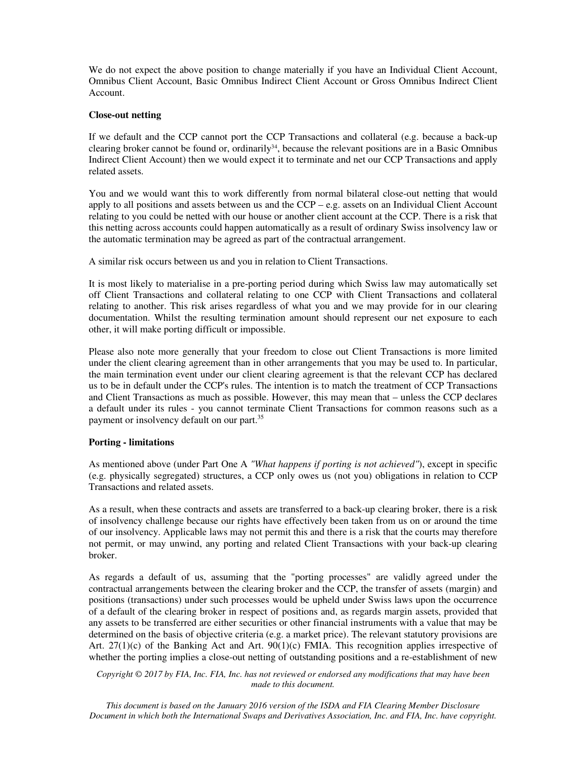We do not expect the above position to change materially if you have an Individual Client Account, Omnibus Client Account, Basic Omnibus Indirect Client Account or Gross Omnibus Indirect Client Account.

**Close-out netting**

If we default and the CCP cannot port the CCP Transactions and collateral (e.g. because a back-up clearing broker cannot be found or, ordinarily[34], because the relevant positions are in a Basic Omnibus Indirect Client Account) then we would expect it to terminate and net our CCP Transactions and apply related assets.

You and we would want this to work differently from normal bilateral close-out netting that would apply to all positions and assets between us and the CCP – e.g. assets on an Individual Client Account relating to you could be netted with our house or another client account at the CCP. There is a risk that this netting across accounts could happen automatically as a result of ordinary Swiss insolvency law or the automatic termination may be agreed as part of the contractual arrangement.

A similar risk occurs between us and you in relation to Client Transactions.

It is most likely to materialise in a pre-porting period during which Swiss law may automatically set off Client Transactions and collateral relating to one CCP with Client Transactions and collateral relating to another. This risk arises regardless of what you and we may provide for in our clearing documentation. Whilst the resulting termination amount should represent our net exposure to each other, it will make porting difficult or impossible.

Please also note more generally that your freedom to close out Client Transactions is more limited under the client clearing agreement than in other arrangements that you may be used to. In particular, the main termination event under our client clearing agreement is that the relevant CCP has declared us to be in default under the CCP's rules. The intention is to match the treatment of CCP Transactions and Client Transactions as much as possible. However, this may mean that – unless the CCP declares a default under its rules - you cannot terminate Client Transactions for common reasons such as a payment or insolvency default on our part.[35]

**Porting - limitations**

As mentioned above (under Part One A *"What happens if porting is not achieved"*), except in specific (e.g. physically segregated) structures, a CCP only owes us (not you) obligations in relation to CCP Transactions and related assets.

As a result, when these contracts and assets are transferred to a back-up clearing broker, there is a risk of insolvency challenge because our rights have effectively been taken from us on or around the time of our insolvency. Applicable laws may not permit this and there is a risk that the courts may therefore not permit, or may unwind, any porting and related Client Transactions with your back-up clearing broker.

As regards a default of us, assuming that the "porting processes" are validly agreed under the contractual arrangements between the clearing broker and the CCP, the transfer of assets (margin) and positions (transactions) under such processes would be upheld under Swiss laws upon the occurrence of a default of the clearing broker in respect of positions and, as regards margin assets, provided that any assets to be transferred are either securities or other financial instruments with a value that may be determined on the basis of objective criteria (e.g. a market price). The relevant statutory provisions are Art. 27(1)(c) of the Banking Act and Art. 90(1)(c) FMIA. This recognition applies irrespective of whether the porting implies a close-out netting of outstanding positions and a re-establishment of new

*Copyright © 2017 by FIA, Inc. FIA, Inc. has not reviewed or endorsed any modifications that may have been made to this document.*

*This document is based on the January 2016 version of the ISDA and FIA Clearing Member Disclosure Document in which both the International Swaps and Derivatives Association, Inc. and FIA, Inc. have copyright.*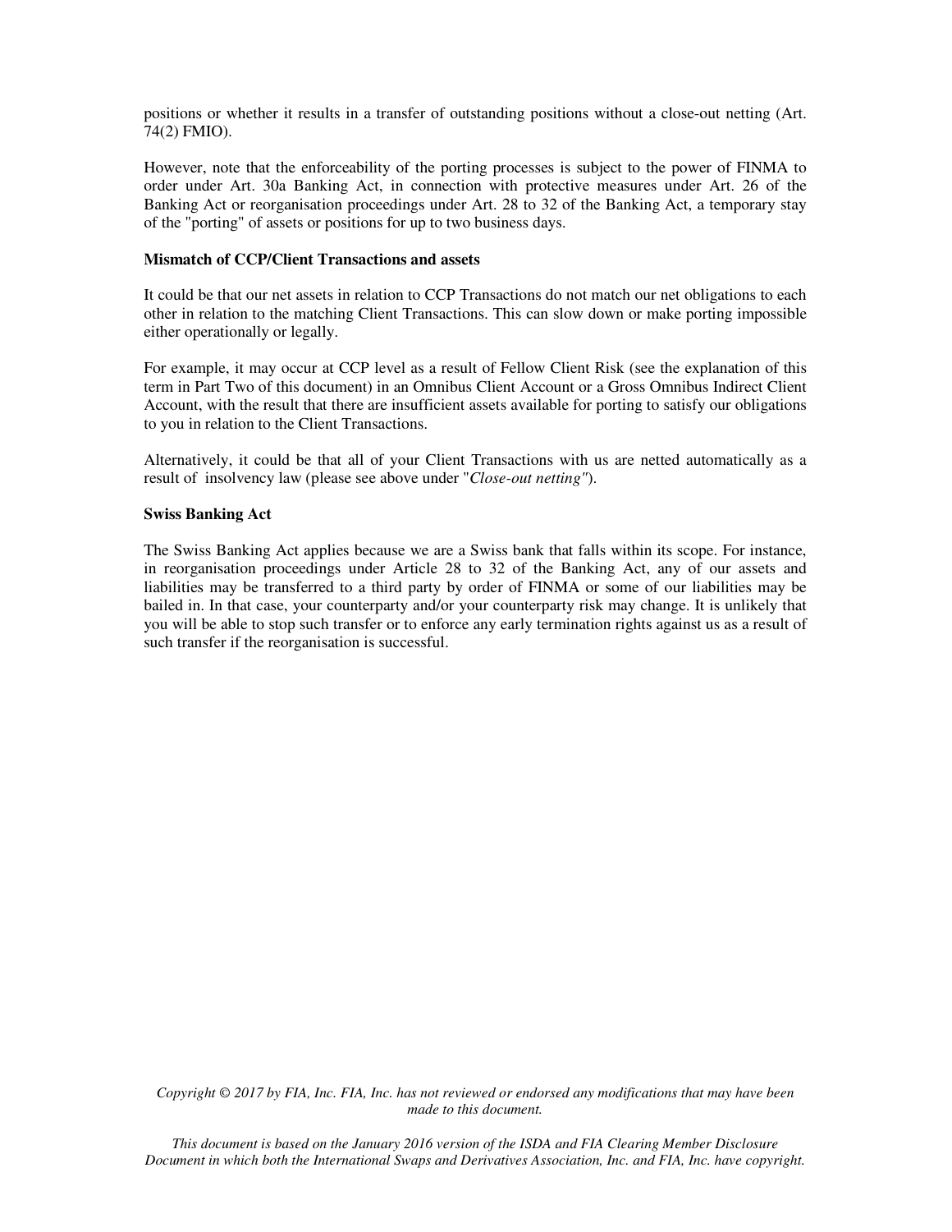positions or whether it results in a transfer of outstanding positions without a close-out netting (Art. 74(2) FMIO).

However, note that the enforceability of the porting processes is subject to the power of FINMA to order under Art. 30a Banking Act, in connection with protective measures under Art. 26 of the Banking Act or reorganisation proceedings under Art. 28 to 32 of the Banking Act, a temporary stay of the "porting" of assets or positions for up to two business days.

**Mismatch of CCP/Client Transactions and assets**

It could be that our net assets in relation to CCP Transactions do not match our net obligations to each other in relation to the matching Client Transactions. This can slow down or make porting impossible either operationally or legally.

For example, it may occur at CCP level as a result of Fellow Client Risk (see the explanation of this term in Part Two of this document) in an Omnibus Client Account or a Gross Omnibus Indirect Client Account, with the result that there are insufficient assets available for porting to satisfy our obligations to you in relation to the Client Transactions.

Alternatively, it could be that all of your Client Transactions with us are netted automatically as a result of insolvency law (please see above under "*Close-out netting*").

**Swiss Banking Act**

The Swiss Banking Act applies because we are a Swiss bank that falls within its scope. For instance, in reorganisation proceedings under Article 28 to 32 of the Banking Act, any of our assets and liabilities may be transferred to a third party by order of FINMA or some of our liabilities may be bailed in. In that case, your counterparty and/or your counterparty risk may change. It is unlikely that you will be able to stop such transfer or to enforce any early termination rights against us as a result of such transfer if the reorganisation is successful.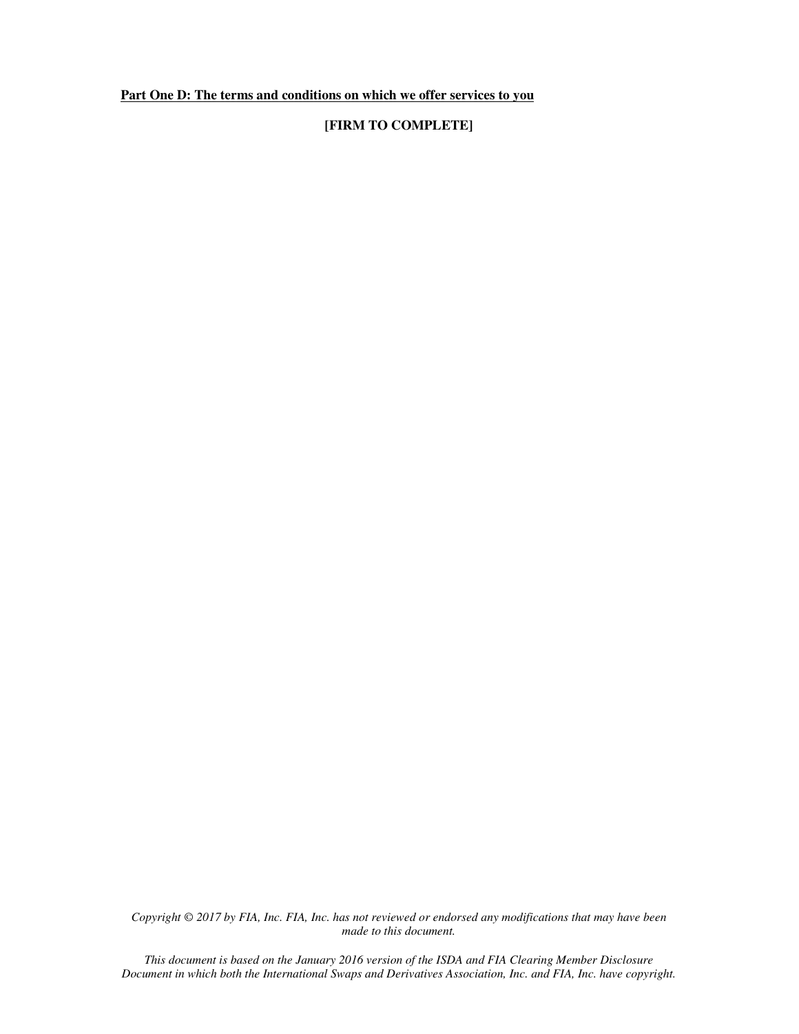**Part One D: The terms and conditions on which we offer services to you**

**[FIRM TO COMPLETE]**

*Copyright © 2017 by FIA, Inc. FIA, Inc. has not reviewed or endorsed any modifications that may have been made to this document.*

*This document is based on the January 2016 version of the ISDA and FIA Clearing Member Disclosure Document in which both the International Swaps and Derivatives Association, Inc. and FIA, Inc. have copyright.*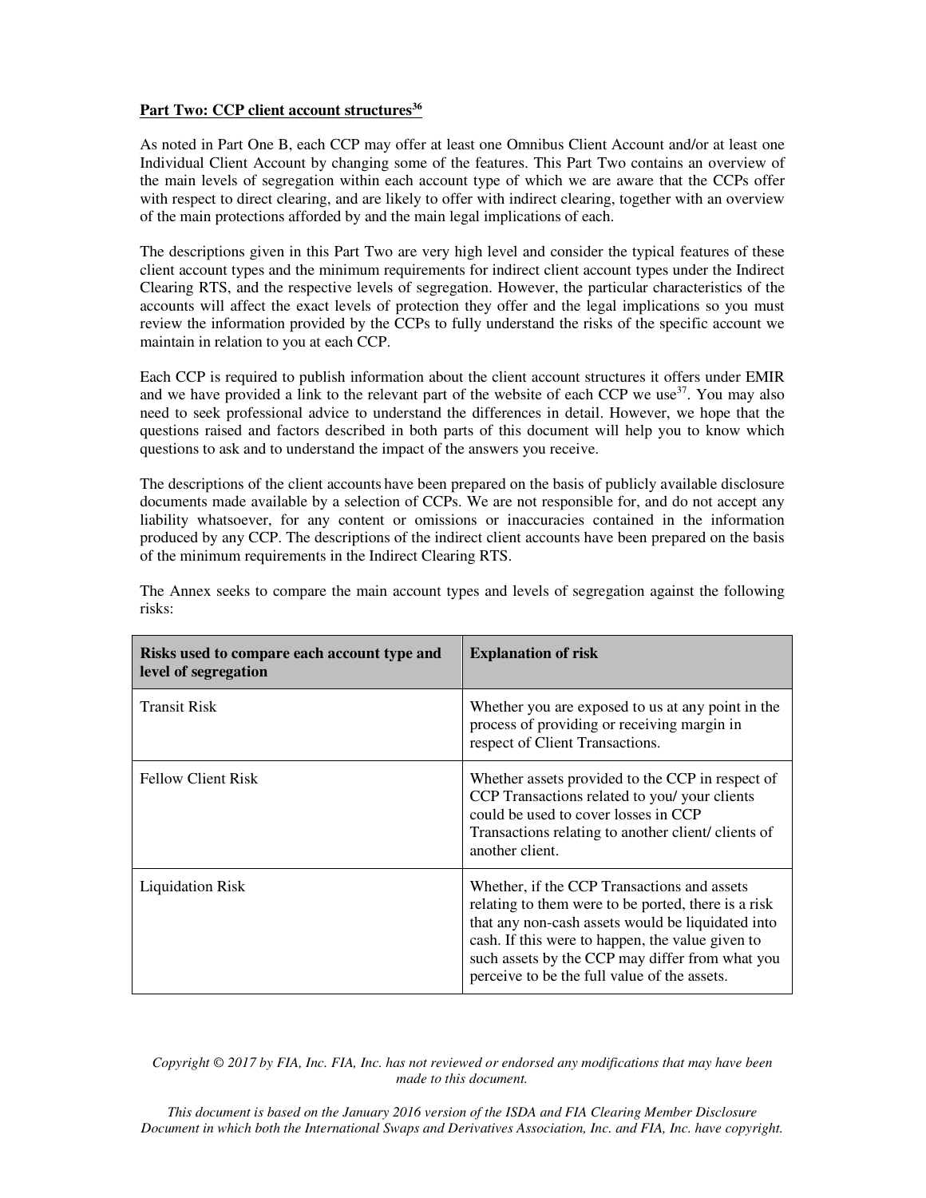**Part Two: CCP client account structures[36]**

As noted in Part One B, each CCP may offer at least one Omnibus Client Account and/or at least one Individual Client Account by changing some of the features. This Part Two contains an overview of the main levels of segregation within each account type of which we are aware that the CCPs offer with respect to direct clearing, and are likely to offer with indirect clearing, together with an overview of the main protections afforded by and the main legal implications of each.

The descriptions given in this Part Two are very high level and consider the typical features of these client account types and the minimum requirements for indirect client account types under the Indirect Clearing RTS, and the respective levels of segregation. However, the particular characteristics of the accounts will affect the exact levels of protection they offer and the legal implications so you must review the information provided by the CCPs to fully understand the risks of the specific account we maintain in relation to you at each CCP.

Each CCP is required to publish information about the client account structures it offers under EMIR and we have provided a link to the relevant part of the website of each CCP we use[37]. You may also need to seek professional advice to understand the differences in detail. However, we hope that the questions raised and factors described in both parts of this document will help you to know which questions to ask and to understand the impact of the answers you receive.

The descriptions of the client accounts have been prepared on the basis of publicly available disclosure documents made available by a selection of CCPs. We are not responsible for, and do not accept any liability whatsoever, for any content or omissions or inaccuracies contained in the information produced by any CCP. The descriptions of the indirect client accounts have been prepared on the basis of the minimum requirements in the Indirect Clearing RTS.

The Annex seeks to compare the main account types and levels of segregation against the following risks:

| Risks used to compare each account type and level of segregation | Explanation of risk |
|---|---|
| Transit Risk | Whether you are exposed to us at any point in the process of providing or receiving margin in respect of Client Transactions. |
| Fellow Client Risk | Whether assets provided to the CCP in respect of CCP Transactions related to you/ your clients could be used to cover losses in CCP Transactions relating to another client/ clients of another client. |
| Liquidation Risk | Whether, if the CCP Transactions and assets relating to them were to be ported, there is a risk that any non-cash assets would be liquidated into cash. If this were to happen, the value given to such assets by the CCP may differ from what you perceive to be the full value of the assets. |

*Copyright © 2017 by FIA, Inc. FIA, Inc. has not reviewed or endorsed any modifications that may have been made to this document.*

*This document is based on the January 2016 version of the ISDA and FIA Clearing Member Disclosure Document in which both the International Swaps and Derivatives Association, Inc. and FIA, Inc. have copyright.*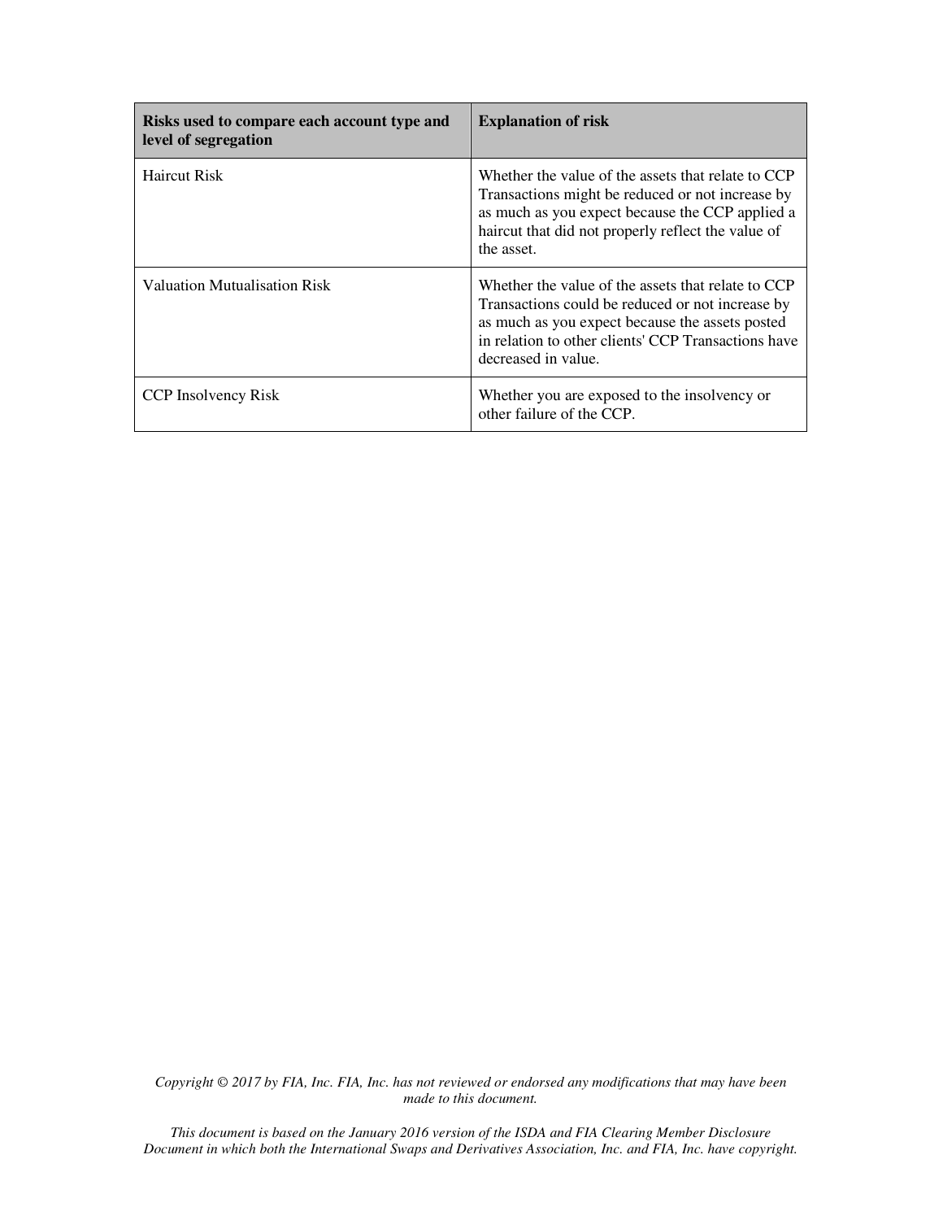| Risks used to compare each account type and level of segregation | Explanation of risk |
| --- | --- |
| Haircut Risk | Whether the value of the assets that relate to CCP Transactions might be reduced or not increase by as much as you expect because the CCP applied a haircut that did not properly reflect the value of the asset. |
| Valuation Mutualisation Risk | Whether the value of the assets that relate to CCP Transactions could be reduced or not increase by as much as you expect because the assets posted in relation to other clients' CCP Transactions have decreased in value. |
| CCP Insolvency Risk | Whether you are exposed to the insolvency or other failure of the CCP. |

*Copyright © 2017 by FIA, Inc. FIA, Inc. has not reviewed or endorsed any modifications that may have been made to this document.*

*This document is based on the January 2016 version of the ISDA and FIA Clearing Member Disclosure Document in which both the International Swaps and Derivatives Association, Inc. and FIA, Inc. have copyright.*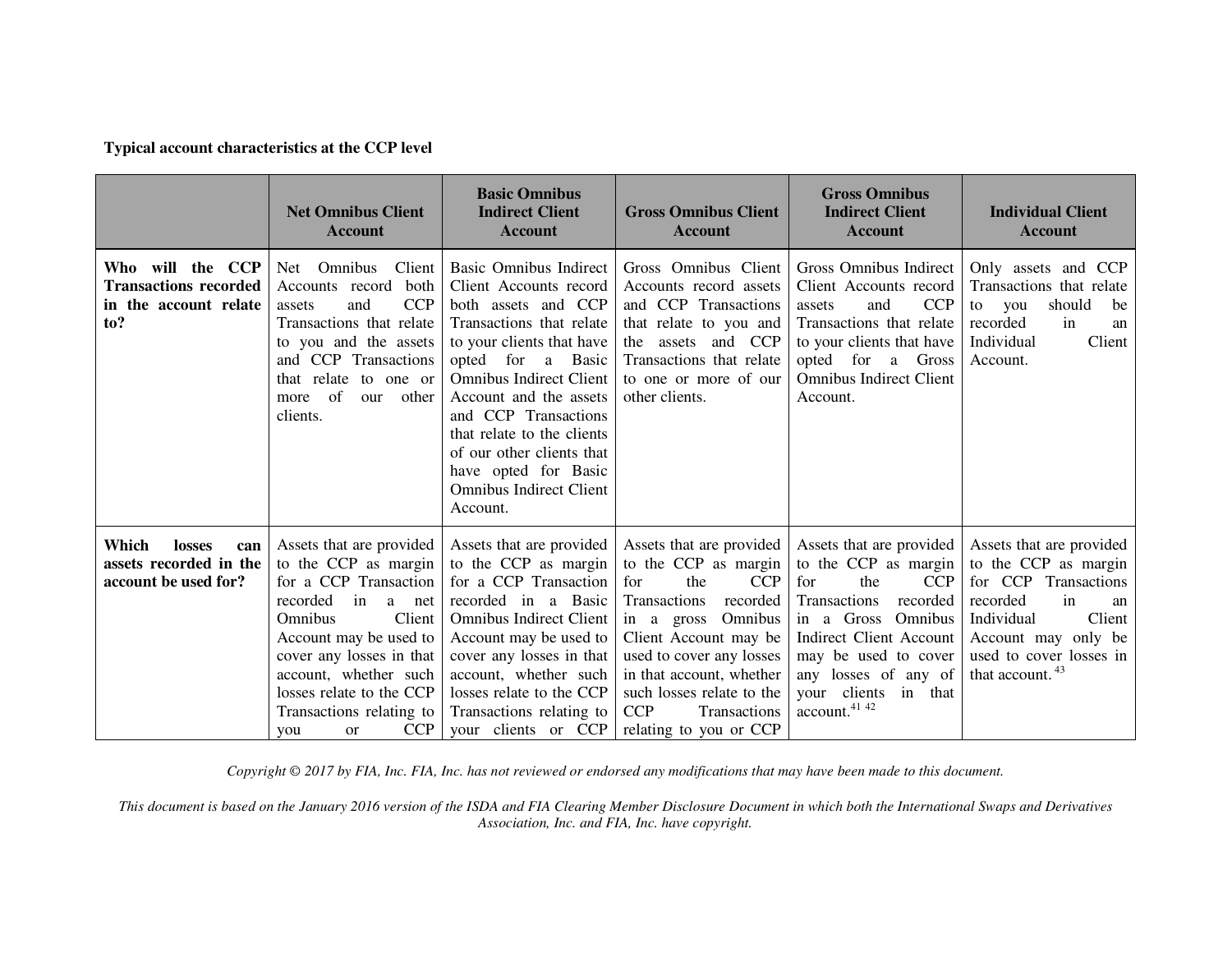**Typical account characteristics at the CCP level**

| | Net Omnibus Client Account | Basic Omnibus Indirect Client Account | Gross Omnibus Client Account | Gross Omnibus Indirect Client Account | Individual Client Account |
|---|---|---|---|---|---|
| **Who will the CCP Transactions recorded in the account relate to?** | Net Omnibus Client Accounts record both assets and CCP Transactions that relate to you and the assets and CCP Transactions that relate to one or more of our other clients. | Basic Omnibus Indirect Client Accounts record both assets and CCP Transactions that relate to your clients that have opted for a Basic Omnibus Indirect Client Account and the assets and CCP Transactions that relate to the clients of our other clients that have opted for Basic Omnibus Indirect Client Account. | Gross Omnibus Client Accounts record assets and CCP Transactions that relate to you and the assets and CCP Transactions that relate to one or more of our other clients. | Gross Omnibus Indirect Client Accounts record assets and CCP Transactions that relate to your clients that have opted for a Gross Omnibus Indirect Client Account. | Only assets and CCP Transactions that relate to you should be recorded in an Individual Client Account. |
| **Which losses can assets recorded in the account be used for?** | Assets that are provided to the CCP as margin for a CCP Transaction recorded in a net Omnibus Client Account may be used to cover any losses in that account, whether such losses relate to the CCP Transactions relating to you or CCP | Assets that are provided to the CCP as margin for a CCP Transaction recorded in a Basic Omnibus Indirect Client Account may be used to cover any losses in that account, whether such losses relate to the CCP Transactions relating to your clients or CCP | Assets that are provided to the CCP as margin for the CCP Transactions recorded in a gross Omnibus Client Account may be used to cover any losses in that account, whether such losses relate to the CCP Transactions relating to you or CCP | Assets that are provided to the CCP as margin for the CCP Transactions recorded in a Gross Omnibus Indirect Client Account may be used to cover any losses of any of your clients in that account.[41] [42] | Assets that are provided to the CCP as margin for CCP Transactions recorded in an Individual Client Account may only be used to cover losses in that account.[43] |

*Copyright © 2017 by FIA, Inc. FIA, Inc. has not reviewed or endorsed any modifications that may have been made to this document.*

*This document is based on the January 2016 version of the ISDA and FIA Clearing Member Disclosure Document in which both the International Swaps and Derivatives Association, Inc. and FIA, Inc. have copyright.*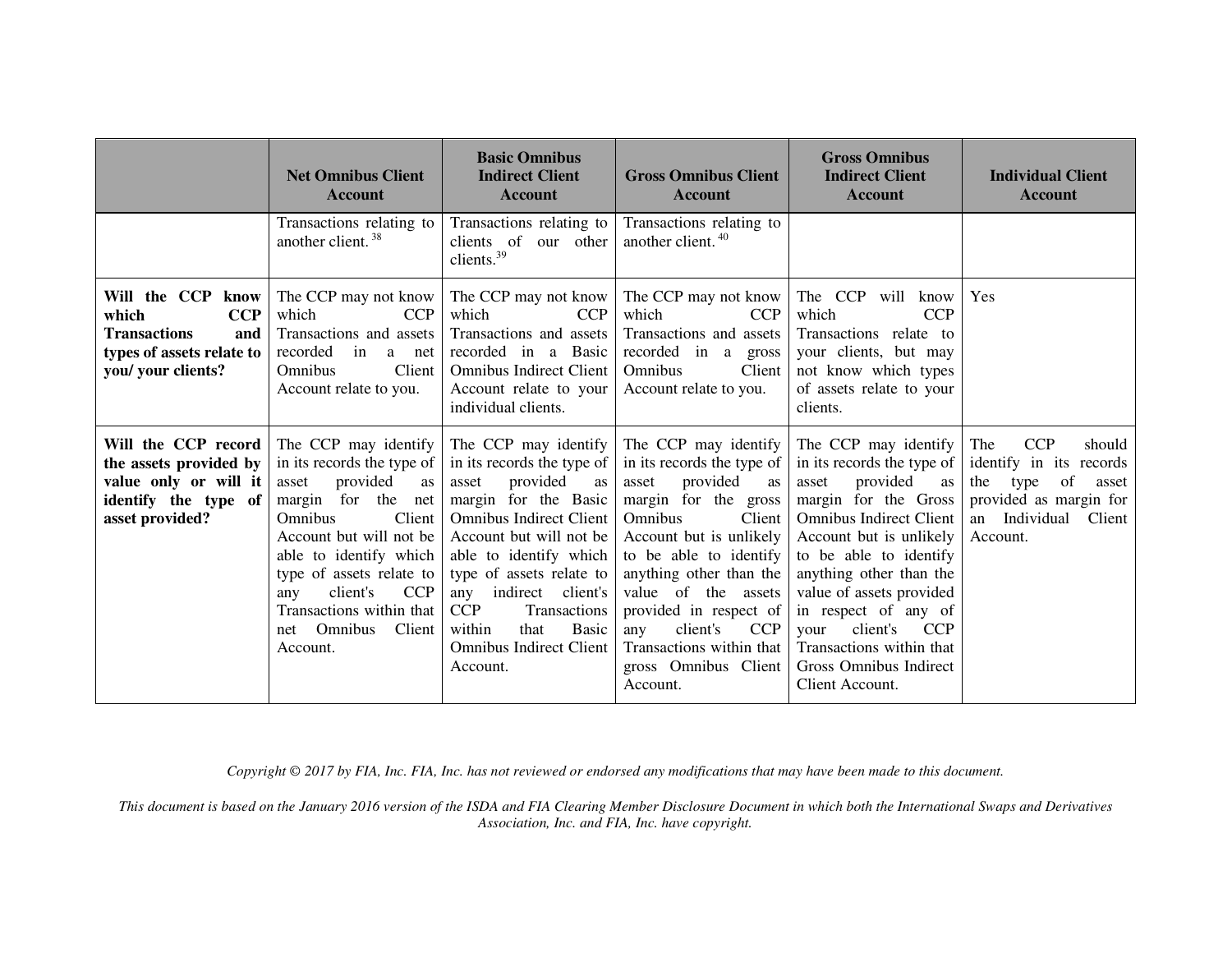| | Net Omnibus Client Account | Basic Omnibus Indirect Client Account | Gross Omnibus Client Account | Gross Omnibus Indirect Client Account | Individual Client Account |
|---|---|---|---|---|---|
| | Transactions relating to another client. [38] | Transactions relating to clients of our other clients.[39] | Transactions relating to another client. [40] | | |
| **Will the CCP know which CCP Transactions and types of assets relate to you/ your clients?** | The CCP may not know which CCP Transactions and assets recorded in a net Omnibus Client Account relate to you. | The CCP may not know which CCP Transactions and assets recorded in a Basic Omnibus Indirect Client Account relate to your individual clients. | The CCP may not know which CCP Transactions and assets recorded in a gross Omnibus Client Account relate to you. | The CCP will know which CCP Transactions relate to your clients, but may not know which types of assets relate to your clients. | Yes |
| **Will the CCP record the assets provided by value only or will it identify the type of asset provided?** | The CCP may identify in its records the type of asset provided as margin for the net Omnibus Client Account but will not be able to identify which type of assets relate to any client's CCP Transactions within that net Omnibus Client Account. | The CCP may identify in its records the type of asset provided as margin for the Basic Omnibus Indirect Client Account but will not be able to identify which type of assets relate to any indirect client's CCP Transactions within that Basic Omnibus Indirect Client Account. | The CCP may identify in its records the type of asset provided as margin for the gross Omnibus Client Account but is unlikely to be able to identify anything other than the value of the assets provided in respect of any client's CCP Transactions within that gross Omnibus Client Account. | The CCP may identify in its records the type of asset provided as margin for the Gross Omnibus Indirect Client Account but is unlikely to be able to identify anything other than the value of assets provided in respect of any of your client's CCP Transactions within that Gross Omnibus Indirect Client Account. | The CCP should identify in its records the type of asset provided as margin for an Individual Client Account. |

*Copyright © 2017 by FIA, Inc. FIA, Inc. has not reviewed or endorsed any modifications that may have been made to this document.*

*This document is based on the January 2016 version of the ISDA and FIA Clearing Member Disclosure Document in which both the International Swaps and Derivatives Association, Inc. and FIA, Inc. have copyright.*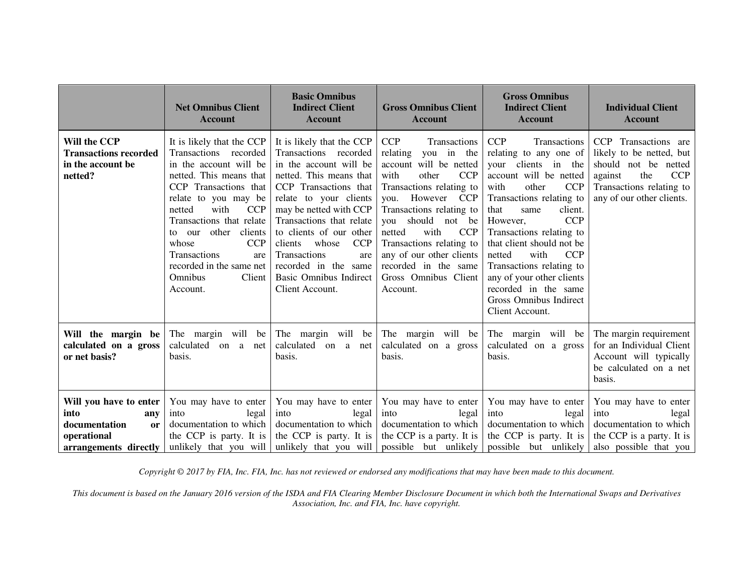| | Net Omnibus Client Account | Basic Omnibus Indirect Client Account | Gross Omnibus Client Account | Gross Omnibus Indirect Client Account | Individual Client Account |
|---|---|---|---|---|---|
| **Will the CCP Transactions recorded in the account be netted?** | It is likely that the CCP Transactions recorded in the account will be netted. This means that CCP Transactions that relate to you may be netted with CCP Transactions that relate to our other clients whose CCP Transactions are recorded in the same net Omnibus Client Account. | It is likely that the CCP Transactions recorded in the account will be netted. This means that CCP Transactions that relate to your clients may be netted with CCP Transactions that relate to clients of our other clients whose CCP Transactions are recorded in the same Basic Omnibus Indirect Client Account. | CCP Transactions relating you in the account will be netted with other CCP Transactions relating to you. However CCP Transactions relating to you should not be netted with CCP Transactions relating to any of our other clients recorded in the same Gross Omnibus Client Account. | CCP Transactions relating to any one of your clients in the account will be netted with other CCP Transactions relating to that same client. However, CCP Transactions relating to that client should not be netted with CCP Transactions relating to any of your other clients recorded in the same Gross Omnibus Indirect Client Account. | CCP Transactions are likely to be netted, but should not be netted against the CCP Transactions relating to any of our other clients. |
| **Will the margin be calculated on a gross or net basis?** | The margin will be calculated on a net basis. | The margin will be calculated on a net basis. | The margin will be calculated on a gross basis. | The margin will be calculated on a gross basis. | The margin requirement for an Individual Client Account will typically be calculated on a net basis. |
| **Will you have to enter into any documentation or operational arrangements directly** | You may have to enter into legal documentation to which the CCP is party. It is unlikely that you will | You may have to enter into legal documentation to which the CCP is party. It is unlikely that you will | You may have to enter into legal documentation to which the CCP is a party. It is possible but unlikely | You may have to enter into legal documentation to which the CCP is party. It is possible but unlikely | You may have to enter into legal documentation to which the CCP is a party. It is also possible that you |

*Copyright © 2017 by FIA, Inc. FIA, Inc. has not reviewed or endorsed any modifications that may have been made to this document.*

*This document is based on the January 2016 version of the ISDA and FIA Clearing Member Disclosure Document in which both the International Swaps and Derivatives Association, Inc. and FIA, Inc. have copyright.*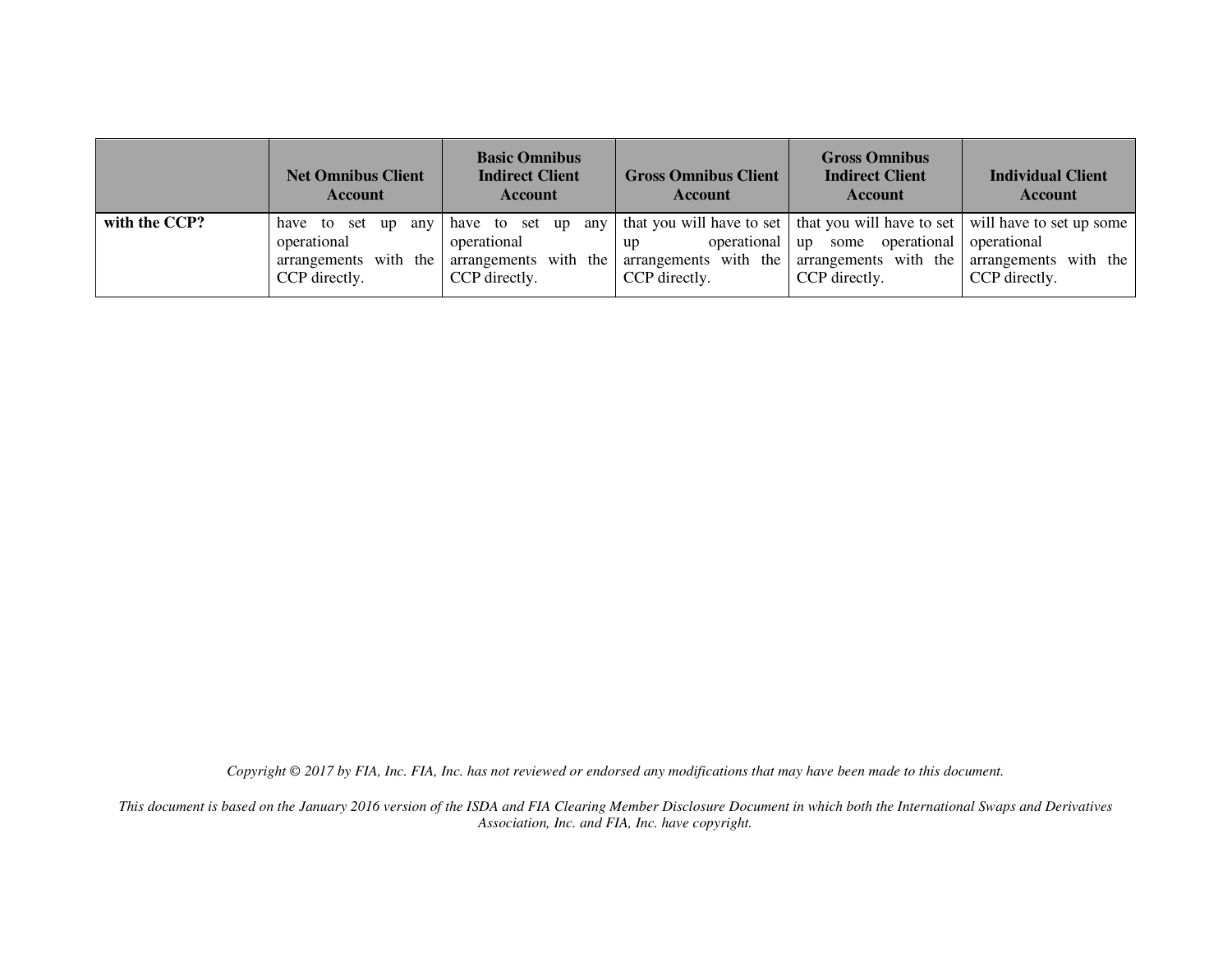| | Net Omnibus Client Account | Basic Omnibus Indirect Client Account | Gross Omnibus Client Account | Gross Omnibus Indirect Client Account | Individual Client Account |
|---|---|---|---|---|---|
| **with the CCP?** | have to set up any operational arrangements with the CCP directly. | have to set up any operational arrangements with the CCP directly. | that you will have to set up operational arrangements with the CCP directly. | that you will have to set up some operational arrangements with the CCP directly. | will have to set up some operational arrangements with the CCP directly. |

*Copyright © 2017 by FIA, Inc. FIA, Inc. has not reviewed or endorsed any modifications that may have been made to this document.*

*This document is based on the January 2016 version of the ISDA and FIA Clearing Member Disclosure Document in which both the International Swaps and Derivatives Association, Inc. and FIA, Inc. have copyright.*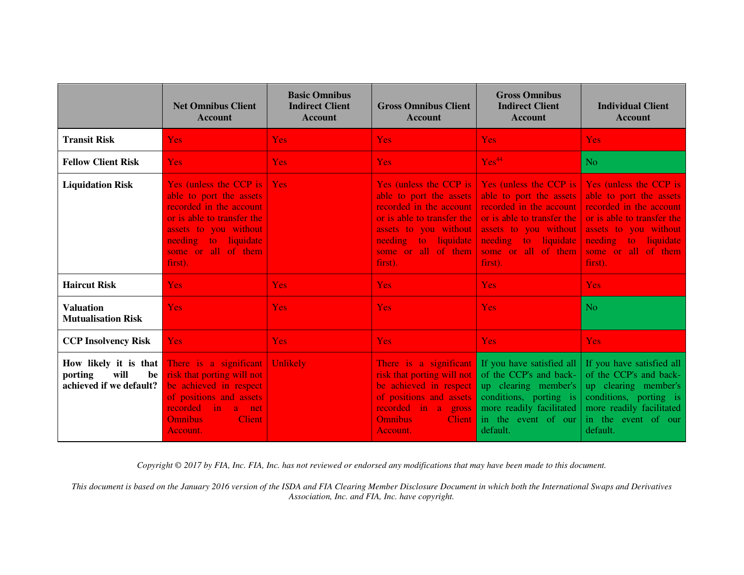| | Net Omnibus Client Account | Basic Omnibus Indirect Client Account | Gross Omnibus Client Account | Gross Omnibus Indirect Client Account | Individual Client Account |
|---|---|---|---|---|---|
| **Transit Risk** | Yes | Yes | Yes | Yes | Yes |
| **Fellow Client Risk** | Yes | Yes | Yes | Yes[44] | No |
| **Liquidation Risk** | Yes (unless the CCP is able to port the assets recorded in the account or is able to transfer the assets to you without needing to liquidate some or all of them first). | Yes | Yes (unless the CCP is able to port the assets recorded in the account or is able to transfer the assets to you without needing to liquidate some or all of them first). | Yes (unless the CCP is able to port the assets recorded in the account or is able to transfer the assets to you without needing to liquidate some or all of them first). | Yes (unless the CCP is able to port the assets recorded in the account or is able to transfer the assets to you without needing to liquidate some or all of them first). |
| **Haircut Risk** | Yes | Yes | Yes | Yes | Yes |
| **Valuation Mutualisation Risk** | Yes | Yes | Yes | Yes | No |
| **CCP Insolvency Risk** | Yes | Yes | Yes | Yes | Yes |
| **How likely it is that porting will be achieved if we default?** | There is a significant risk that porting will not be achieved in respect of positions and assets recorded in a net Omnibus Client Account. | Unlikely | There is a significant risk that porting will not be achieved in respect of positions and assets recorded in a gross Omnibus Client Account. | If you have satisfied all of the CCP's and back-up clearing member's conditions, porting is more readily facilitated in the event of our default. | If you have satisfied all of the CCP's and back-up clearing member's conditions, porting is more readily facilitated in the event of our default. |

*Copyright © 2017 by FIA, Inc. FIA, Inc. has not reviewed or endorsed any modifications that may have been made to this document.*

*This document is based on the January 2016 version of the ISDA and FIA Clearing Member Disclosure Document in which both the International Swaps and Derivatives Association, Inc. and FIA, Inc. have copyright.*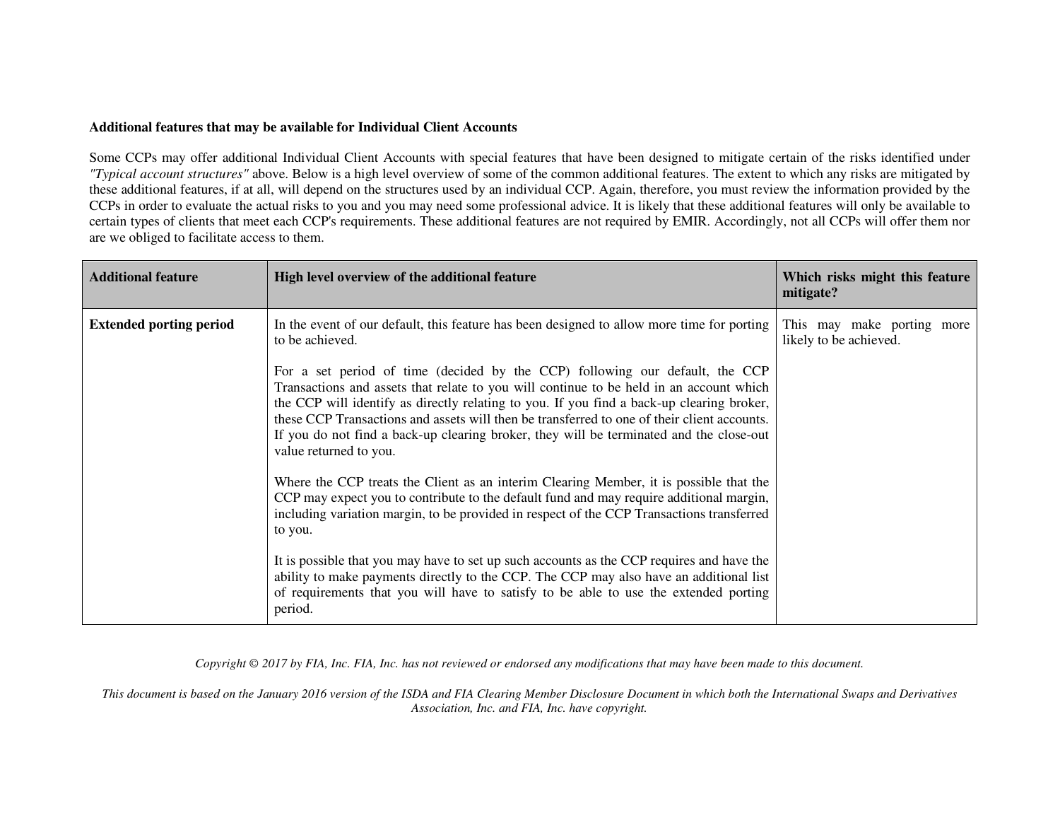**Additional features that may be available for Individual Client Accounts**

Some CCPs may offer additional Individual Client Accounts with special features that have been designed to mitigate certain of the risks identified under *"Typical account structures"* above. Below is a high level overview of some of the common additional features. The extent to which any risks are mitigated by these additional features, if at all, will depend on the structures used by an individual CCP. Again, therefore, you must review the information provided by the CCPs in order to evaluate the actual risks to you and you may need some professional advice. It is likely that these additional features will only be available to certain types of clients that meet each CCP's requirements. These additional features are not required by EMIR. Accordingly, not all CCPs will offer them nor are we obliged to facilitate access to them.

| Additional feature | High level overview of the additional feature | Which risks might this feature mitigate? |
| --- | --- | --- |
| **Extended porting period** | In the event of our default, this feature has been designed to allow more time for porting to be achieved.<br><br>For a set period of time (decided by the CCP) following our default, the CCP Transactions and assets that relate to you will continue to be held in an account which the CCP will identify as directly relating to you. If you find a back-up clearing broker, these CCP Transactions and assets will then be transferred to one of their client accounts. If you do not find a back-up clearing broker, they will be terminated and the close-out value returned to you.<br><br>Where the CCP treats the Client as an interim Clearing Member, it is possible that the CCP may expect you to contribute to the default fund and may require additional margin, including variation margin, to be provided in respect of the CCP Transactions transferred to you.<br><br>It is possible that you may have to set up such accounts as the CCP requires and have the ability to make payments directly to the CCP. The CCP may also have an additional list of requirements that you will have to satisfy to be able to use the extended porting period. | This may make porting more likely to be achieved. |

*Copyright © 2017 by FIA, Inc. FIA, Inc. has not reviewed or endorsed any modifications that may have been made to this document.*

*This document is based on the January 2016 version of the ISDA and FIA Clearing Member Disclosure Document in which both the International Swaps and Derivatives Association, Inc. and FIA, Inc. have copyright.*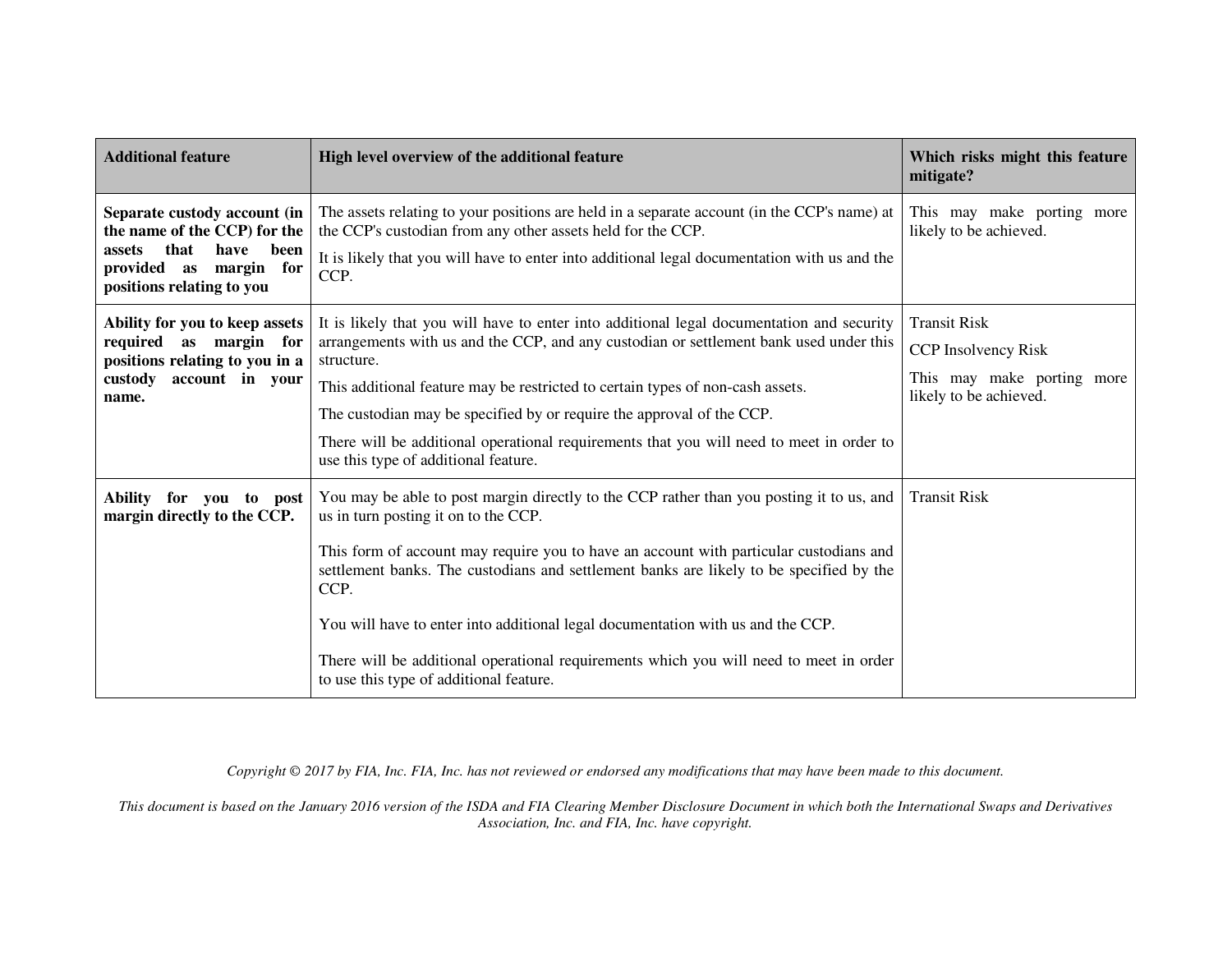| Additional feature | High level overview of the additional feature | Which risks might this feature mitigate? |
|---|---|---|
| **Separate custody account (in the name of the CCP) for the assets that have been provided as margin for positions relating to you** | The assets relating to your positions are held in a separate account (in the CCP's name) at the CCP's custodian from any other assets held for the CCP.<br><br>It is likely that you will have to enter into additional legal documentation with us and the CCP. | This may make porting more likely to be achieved. |
| **Ability for you to keep assets required as margin for positions relating to you in a custody account in your name.** | It is likely that you will have to enter into additional legal documentation and security arrangements with us and the CCP, and any custodian or settlement bank used under this structure.<br><br>This additional feature may be restricted to certain types of non-cash assets.<br><br>The custodian may be specified by or require the approval of the CCP.<br><br>There will be additional operational requirements that you will need to meet in order to use this type of additional feature. | Transit Risk<br><br>CCP Insolvency Risk<br><br>This may make porting more likely to be achieved. |
| **Ability for you to post margin directly to the CCP.** | You may be able to post margin directly to the CCP rather than you posting it to us, and us in turn posting it on to the CCP.<br><br>This form of account may require you to have an account with particular custodians and settlement banks. The custodians and settlement banks are likely to be specified by the CCP.<br><br>You will have to enter into additional legal documentation with us and the CCP.<br><br>There will be additional operational requirements which you will need to meet in order to use this type of additional feature. | Transit Risk |

*Copyright © 2017 by FIA, Inc. FIA, Inc. has not reviewed or endorsed any modifications that may have been made to this document.*

*This document is based on the January 2016 version of the ISDA and FIA Clearing Member Disclosure Document in which both the International Swaps and Derivatives Association, Inc. and FIA, Inc. have copyright.*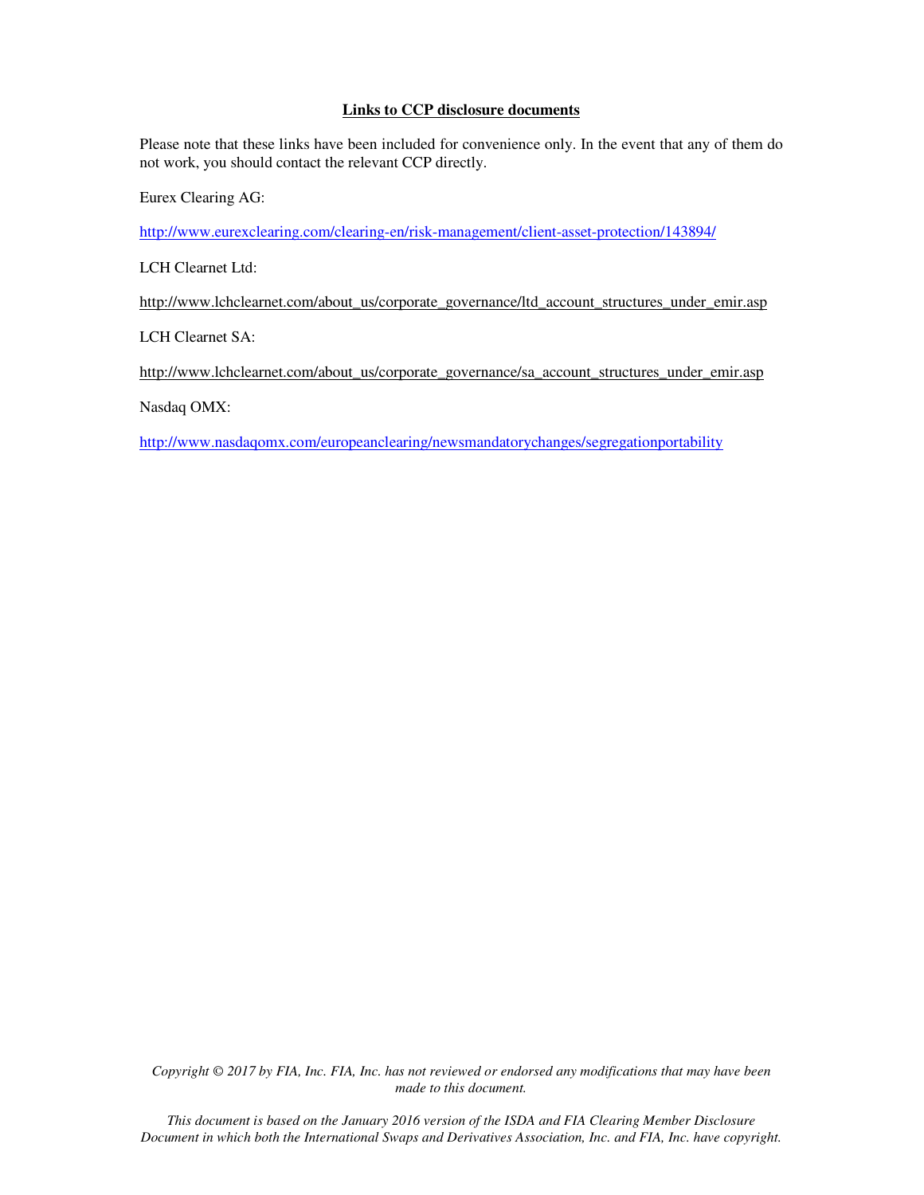## Links to CCP disclosure documents

Please note that these links have been included for convenience only. In the event that any of them do not work, you should contact the relevant CCP directly.

Eurex Clearing AG:

http://www.eurexclearing.com/clearing-en/risk-management/client-asset-protection/143894/

LCH Clearnet Ltd:

http://www.lchclearnet.com/about_us/corporate_governance/ltd_account_structures_under_emir.asp

LCH Clearnet SA:

http://www.lchclearnet.com/about_us/corporate_governance/sa_account_structures_under_emir.asp

Nasdaq OMX:

http://www.nasdaqomx.com/europeanclearing/newsmandatorychanges/segregationportability

*Copyright © 2017 by FIA, Inc. FIA, Inc. has not reviewed or endorsed any modifications that may have been made to this document.*

*This document is based on the January 2016 version of the ISDA and FIA Clearing Member Disclosure Document in which both the International Swaps and Derivatives Association, Inc. and FIA, Inc. have copyright.*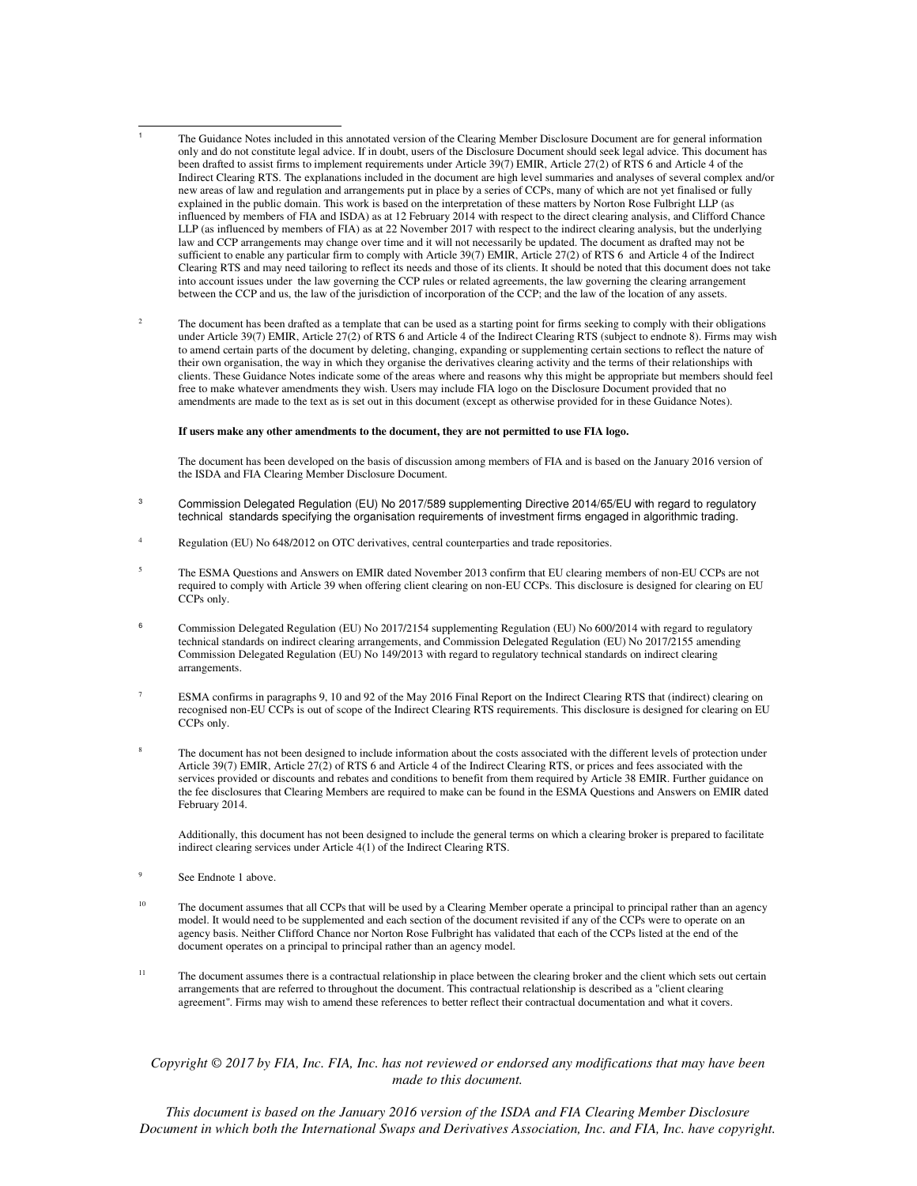[1] The Guidance Notes included in this annotated version of the Clearing Member Disclosure Document are for general information only and do not constitute legal advice. If in doubt, users of the Disclosure Document should seek legal advice. This document has been drafted to assist firms to implement requirements under Article 39(7) EMIR, Article 27(2) of RTS 6 and Article 4 of the Indirect Clearing RTS. The explanations included in the document are high level summaries and analyses of several complex and/or new areas of law and regulation and arrangements put in place by a series of CCPs, many of which are not yet finalised or fully explained in the public domain. This work is based on the interpretation of these matters by Norton Rose Fulbright LLP (as influenced by members of FIA and ISDA) as at 12 February 2014 with respect to the direct clearing analysis, and Clifford Chance LLP (as influenced by members of FIA) as at 22 November 2017 with respect to the indirect clearing analysis, but the underlying law and CCP arrangements may change over time and it will not necessarily be updated. The document as drafted may not be sufficient to enable any particular firm to comply with Article 39(7) EMIR, Article 27(2) of RTS 6 and Article 4 of the Indirect Clearing RTS and may need tailoring to reflect its needs and those of its clients. It should be noted that this document does not take into account issues under the law governing the CCP rules or related agreements, the law governing the clearing arrangement between the CCP and us, the law of the jurisdiction of incorporation of the CCP; and the law of the location of any assets.

[2] The document has been drafted as a template that can be used as a starting point for firms seeking to comply with their obligations under Article 39(7) EMIR, Article 27(2) of RTS 6 and Article 4 of the Indirect Clearing RTS (subject to endnote 8). Firms may wish to amend certain parts of the document by deleting, changing, expanding or supplementing certain sections to reflect the nature of their own organisation, the way in which they organise the derivatives clearing activity and the terms of their relationships with clients. These Guidance Notes indicate some of the areas where and reasons why this might be appropriate but members should feel free to make whatever amendments they wish. Users may include FIA logo on the Disclosure Document provided that no amendments are made to the text as is set out in this document (except as otherwise provided for in these Guidance Notes).

**If users make any other amendments to the document, they are not permitted to use FIA logo.**

The document has been developed on the basis of discussion among members of FIA and is based on the January 2016 version of the ISDA and FIA Clearing Member Disclosure Document.

[3] Commission Delegated Regulation (EU) No 2017/589 supplementing Directive 2014/65/EU with regard to regulatory technical standards specifying the organisation requirements of investment firms engaged in algorithmic trading.

[4] Regulation (EU) No 648/2012 on OTC derivatives, central counterparties and trade repositories.

[5] The ESMA Questions and Answers on EMIR dated November 2013 confirm that EU clearing members of non-EU CCPs are not required to comply with Article 39 when offering client clearing on non-EU CCPs. This disclosure is designed for clearing on EU CCPs only.

[6] Commission Delegated Regulation (EU) No 2017/2154 supplementing Regulation (EU) No 600/2014 with regard to regulatory technical standards on indirect clearing arrangements, and Commission Delegated Regulation (EU) No 2017/2155 amending Commission Delegated Regulation (EU) No 149/2013 with regard to regulatory technical standards on indirect clearing arrangements.

[7] ESMA confirms in paragraphs 9, 10 and 92 of the May 2016 Final Report on the Indirect Clearing RTS that (indirect) clearing on recognised non-EU CCPs is out of scope of the Indirect Clearing RTS requirements. This disclosure is designed for clearing on EU CCPs only.

[8] The document has not been designed to include information about the costs associated with the different levels of protection under Article 39(7) EMIR, Article 27(2) of RTS 6 and Article 4 of the Indirect Clearing RTS, or prices and fees associated with the services provided or discounts and rebates and conditions to benefit from them required by Article 38 EMIR. Further guidance on the fee disclosures that Clearing Members are required to make can be found in the ESMA Questions and Answers on EMIR dated February 2014.

Additionally, this document has not been designed to include the general terms on which a clearing broker is prepared to facilitate indirect clearing services under Article 4(1) of the Indirect Clearing RTS.

[9] See Endnote 1 above.

[10] The document assumes that all CCPs that will be used by a Clearing Member operate a principal to principal rather than an agency model. It would need to be supplemented and each section of the document revisited if any of the CCPs were to operate on an agency basis. Neither Clifford Chance nor Norton Rose Fulbright has validated that each of the CCPs listed at the end of the document operates on a principal to principal rather than an agency model.

[11] The document assumes there is a contractual relationship in place between the clearing broker and the client which sets out certain arrangements that are referred to throughout the document. This contractual relationship is described as a "client clearing agreement". Firms may wish to amend these references to better reflect their contractual documentation and what it covers.

*Copyright © 2017 by FIA, Inc. FIA, Inc. has not reviewed or endorsed any modifications that may have been made to this document.*

*This document is based on the January 2016 version of the ISDA and FIA Clearing Member Disclosure Document in which both the International Swaps and Derivatives Association, Inc. and FIA, Inc. have copyright.*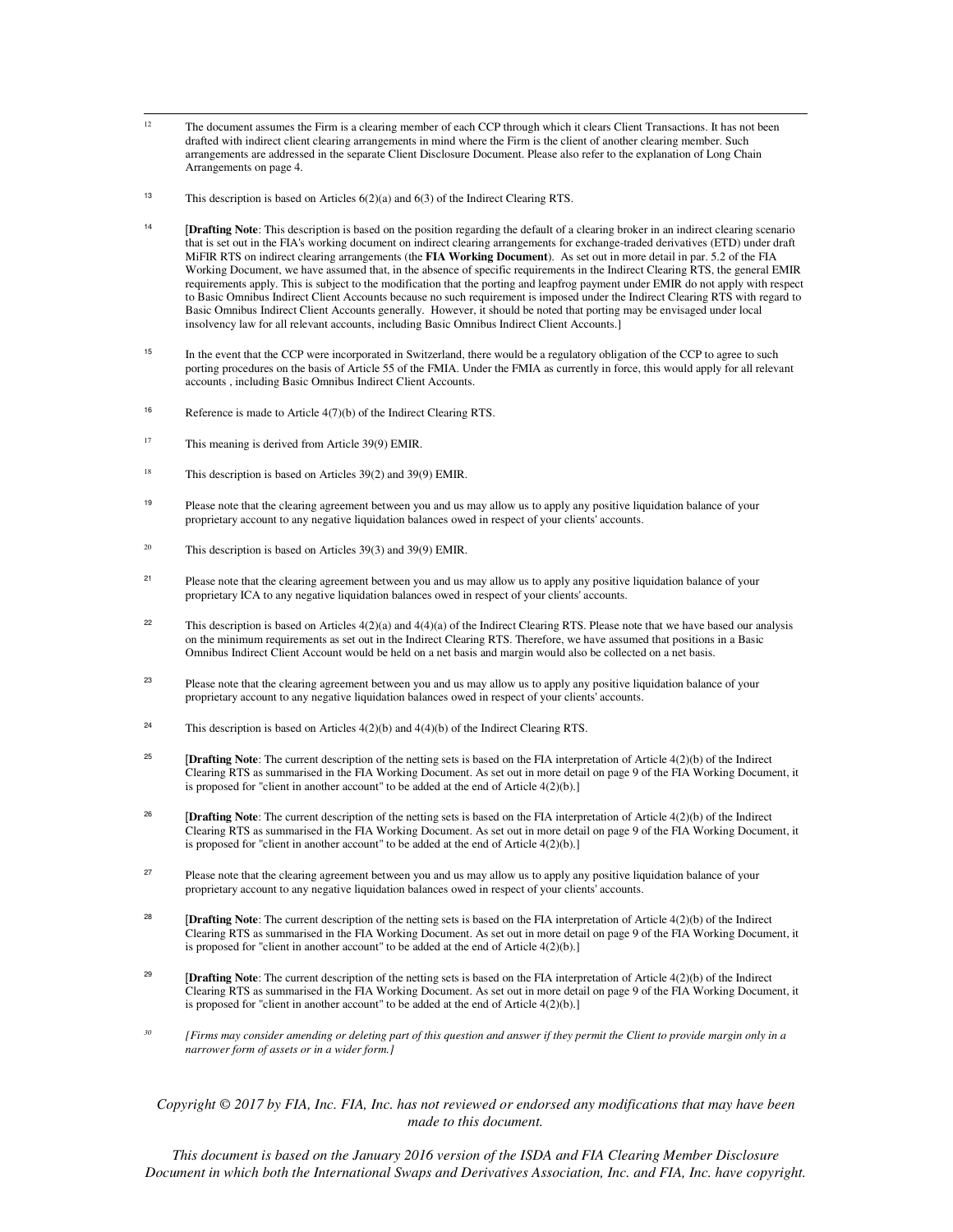[12] The document assumes the Firm is a clearing member of each CCP through which it clears Client Transactions. It has not been drafted with indirect client clearing arrangements in mind where the Firm is the client of another clearing member. Such arrangements are addressed in the separate Client Disclosure Document. Please also refer to the explanation of Long Chain Arrangements on page 4.

[13] This description is based on Articles 6(2)(a) and 6(3) of the Indirect Clearing RTS.

[14] [**Drafting Note**: This description is based on the position regarding the default of a clearing broker in an indirect clearing scenario that is set out in the FIA's working document on indirect clearing arrangements for exchange-traded derivatives (ETD) under draft MiFIR RTS on indirect clearing arrangements (the **FIA Working Document**). As set out in more detail in par. 5.2 of the FIA Working Document, we have assumed that, in the absence of specific requirements in the Indirect Clearing RTS, the general EMIR requirements apply. This is subject to the modification that the porting and leapfrog payment under EMIR do not apply with respect to Basic Omnibus Indirect Client Accounts because no such requirement is imposed under the Indirect Clearing RTS with regard to Basic Omnibus Indirect Client Accounts generally. However, it should be noted that porting may be envisaged under local insolvency law for all relevant accounts, including Basic Omnibus Indirect Client Accounts.]

[15] In the event that the CCP were incorporated in Switzerland, there would be a regulatory obligation of the CCP to agree to such porting procedures on the basis of Article 55 of the FMIA. Under the FMIA as currently in force, this would apply for all relevant accounts , including Basic Omnibus Indirect Client Accounts.

[16] Reference is made to Article 4(7)(b) of the Indirect Clearing RTS.

[17] This meaning is derived from Article 39(9) EMIR.

[18] This description is based on Articles 39(2) and 39(9) EMIR.

[19] Please note that the clearing agreement between you and us may allow us to apply any positive liquidation balance of your proprietary account to any negative liquidation balances owed in respect of your clients' accounts.

[20] This description is based on Articles 39(3) and 39(9) EMIR.

[21] Please note that the clearing agreement between you and us may allow us to apply any positive liquidation balance of your proprietary ICA to any negative liquidation balances owed in respect of your clients' accounts.

[22] This description is based on Articles 4(2)(a) and 4(4)(a) of the Indirect Clearing RTS. Please note that we have based our analysis on the minimum requirements as set out in the Indirect Clearing RTS. Therefore, we have assumed that positions in a Basic Omnibus Indirect Client Account would be held on a net basis and margin would also be collected on a net basis.

[23] Please note that the clearing agreement between you and us may allow us to apply any positive liquidation balance of your proprietary account to any negative liquidation balances owed in respect of your clients' accounts.

[24] This description is based on Articles 4(2)(b) and 4(4)(b) of the Indirect Clearing RTS.

[25] [**Drafting Note**: The current description of the netting sets is based on the FIA interpretation of Article 4(2)(b) of the Indirect Clearing RTS as summarised in the FIA Working Document. As set out in more detail on page 9 of the FIA Working Document, it is proposed for "client in another account" to be added at the end of Article 4(2)(b).]

[26] [**Drafting Note**: The current description of the netting sets is based on the FIA interpretation of Article 4(2)(b) of the Indirect Clearing RTS as summarised in the FIA Working Document. As set out in more detail on page 9 of the FIA Working Document, it is proposed for "client in another account" to be added at the end of Article 4(2)(b).]

[27] Please note that the clearing agreement between you and us may allow us to apply any positive liquidation balance of your proprietary account to any negative liquidation balances owed in respect of your clients' accounts.

[28] [**Drafting Note**: The current description of the netting sets is based on the FIA interpretation of Article 4(2)(b) of the Indirect Clearing RTS as summarised in the FIA Working Document. As set out in more detail on page 9 of the FIA Working Document, it is proposed for "client in another account" to be added at the end of Article 4(2)(b).]

[29] [**Drafting Note**: The current description of the netting sets is based on the FIA interpretation of Article 4(2)(b) of the Indirect Clearing RTS as summarised in the FIA Working Document. As set out in more detail on page 9 of the FIA Working Document, it is proposed for "client in another account" to be added at the end of Article 4(2)(b).]

[30] *[Firms may consider amending or deleting part of this question and answer if they permit the Client to provide margin only in a narrower form of assets or in a wider form.]*

*Copyright © 2017 by FIA, Inc. FIA, Inc. has not reviewed or endorsed any modifications that may have been made to this document.*

*This document is based on the January 2016 version of the ISDA and FIA Clearing Member Disclosure Document in which both the International Swaps and Derivatives Association, Inc. and FIA, Inc. have copyright.*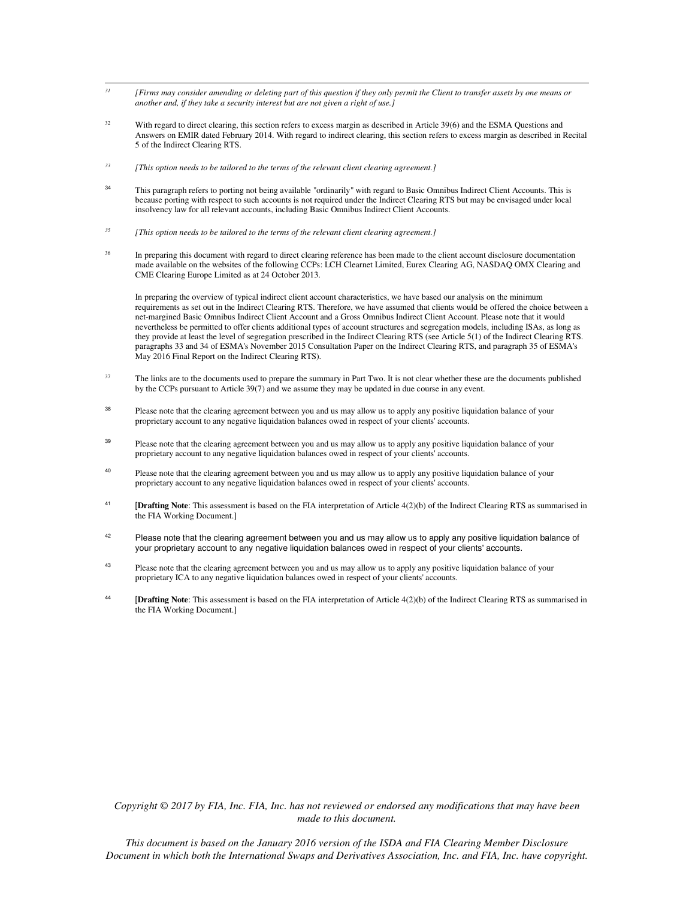[31] *[Firms may consider amending or deleting part of this question if they only permit the Client to transfer assets by one means or another and, if they take a security interest but are not given a right of use.]*

[32] With regard to direct clearing, this section refers to excess margin as described in Article 39(6) and the ESMA Questions and Answers on EMIR dated February 2014. With regard to indirect clearing, this section refers to excess margin as described in Recital 5 of the Indirect Clearing RTS.

[33] *[This option needs to be tailored to the terms of the relevant client clearing agreement.]*

[34] This paragraph refers to porting not being available "ordinarily" with regard to Basic Omnibus Indirect Client Accounts. This is because porting with respect to such accounts is not required under the Indirect Clearing RTS but may be envisaged under local insolvency law for all relevant accounts, including Basic Omnibus Indirect Client Accounts.

[35] *[This option needs to be tailored to the terms of the relevant client clearing agreement.]*

[36] In preparing this document with regard to direct clearing reference has been made to the client account disclosure documentation made available on the websites of the following CCPs: LCH Clearnet Limited, Eurex Clearing AG, NASDAQ OMX Clearing and CME Clearing Europe Limited as at 24 October 2013.

In preparing the overview of typical indirect client account characteristics, we have based our analysis on the minimum requirements as set out in the Indirect Clearing RTS. Therefore, we have assumed that clients would be offered the choice between a net-margined Basic Omnibus Indirect Client Account and a Gross Omnibus Indirect Client Account. Please note that it would nevertheless be permitted to offer clients additional types of account structures and segregation models, including ISAs, as long as they provide at least the level of segregation prescribed in the Indirect Clearing RTS (see Article 5(1) of the Indirect Clearing RTS. paragraphs 33 and 34 of ESMA's November 2015 Consultation Paper on the Indirect Clearing RTS, and paragraph 35 of ESMA's May 2016 Final Report on the Indirect Clearing RTS).

[37] The links are to the documents used to prepare the summary in Part Two. It is not clear whether these are the documents published by the CCPs pursuant to Article 39(7) and we assume they may be updated in due course in any event.

[38] Please note that the clearing agreement between you and us may allow us to apply any positive liquidation balance of your proprietary account to any negative liquidation balances owed in respect of your clients' accounts.

[39] Please note that the clearing agreement between you and us may allow us to apply any positive liquidation balance of your proprietary account to any negative liquidation balances owed in respect of your clients' accounts.

[40] Please note that the clearing agreement between you and us may allow us to apply any positive liquidation balance of your proprietary account to any negative liquidation balances owed in respect of your clients' accounts.

[41] [**Drafting Note**: This assessment is based on the FIA interpretation of Article 4(2)(b) of the Indirect Clearing RTS as summarised in the FIA Working Document.]

[42] Please note that the clearing agreement between you and us may allow us to apply any positive liquidation balance of your proprietary account to any negative liquidation balances owed in respect of your clients' accounts.

[43] Please note that the clearing agreement between you and us may allow us to apply any positive liquidation balance of your proprietary ICA to any negative liquidation balances owed in respect of your clients' accounts.

[44] [**Drafting Note**: This assessment is based on the FIA interpretation of Article 4(2)(b) of the Indirect Clearing RTS as summarised in the FIA Working Document.]

*Copyright © 2017 by FIA, Inc. FIA, Inc. has not reviewed or endorsed any modifications that may have been made to this document.*

*This document is based on the January 2016 version of the ISDA and FIA Clearing Member Disclosure Document in which both the International Swaps and Derivatives Association, Inc. and FIA, Inc. have copyright.*